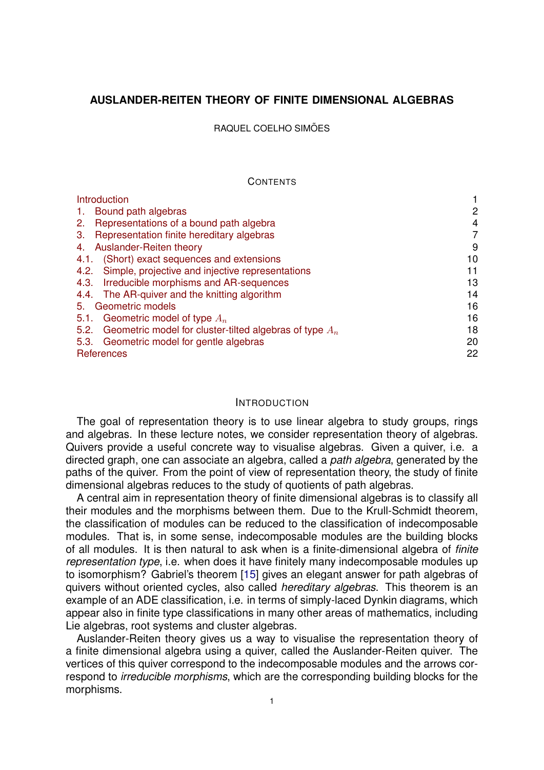# AUSLANDER-REITEN THEORY OF FINITE DIMENSIONAL ALGEBRAS

RAQUEL COELHO SIMÕES

## CONTENTS

| | |
|---|---|
| Introduction | 1 |
| 1. Bound path algebras | 2 |
| 2. Representations of a bound path algebra | 4 |
| 3. Representation finite hereditary algebras | 7 |
| 4. Auslander-Reiten theory | 9 |
| 4.1. (Short) exact sequences and extensions | 10 |
| 4.2. Simple, projective and injective representations | 11 |
| 4.3. Irreducible morphisms and AR-sequences | 13 |
| 4.4. The AR-quiver and the knitting algorithm | 14 |
| 5. Geometric models | 16 |
| 5.1. Geometric model of type $A_n$ | 16 |
| 5.2. Geometric model for cluster-tilted algebras of type $A_n$ | 18 |
| 5.3. Geometric model for gentle algebras | 20 |
| References | 22 |

## INTRODUCTION

The goal of representation theory is to use linear algebra to study groups, rings and algebras. In these lecture notes, we consider representation theory of algebras. Quivers provide a useful concrete way to visualise algebras. Given a quiver, i.e. a directed graph, one can associate an algebra, called a *path algebra*, generated by the paths of the quiver. From the point of view of representation theory, the study of finite dimensional algebras reduces to the study of quotients of path algebras.

A central aim in representation theory of finite dimensional algebras is to classify all their modules and the morphisms between them. Due to the Krull-Schmidt theorem, the classification of modules can be reduced to the classification of indecomposable modules. That is, in some sense, indecomposable modules are the building blocks of all modules. It is then natural to ask when is a finite-dimensional algebra of *finite representation type*, i.e. when does it have finitely many indecomposable modules up to isomorphism? Gabriel's theorem [15] gives an elegant answer for path algebras of quivers without oriented cycles, also called *hereditary algebras*. This theorem is an example of an ADE classification, i.e. in terms of simply-laced Dynkin diagrams, which appear also in finite type classifications in many other areas of mathematics, including Lie algebras, root systems and cluster algebras.

Auslander-Reiten theory gives us a way to visualise the representation theory of a finite dimensional algebra using a quiver, called the Auslander-Reiten quiver. The vertices of this quiver correspond to the indecomposable modules and the arrows correspond to *irreducible morphisms*, which are the corresponding building blocks for the morphisms.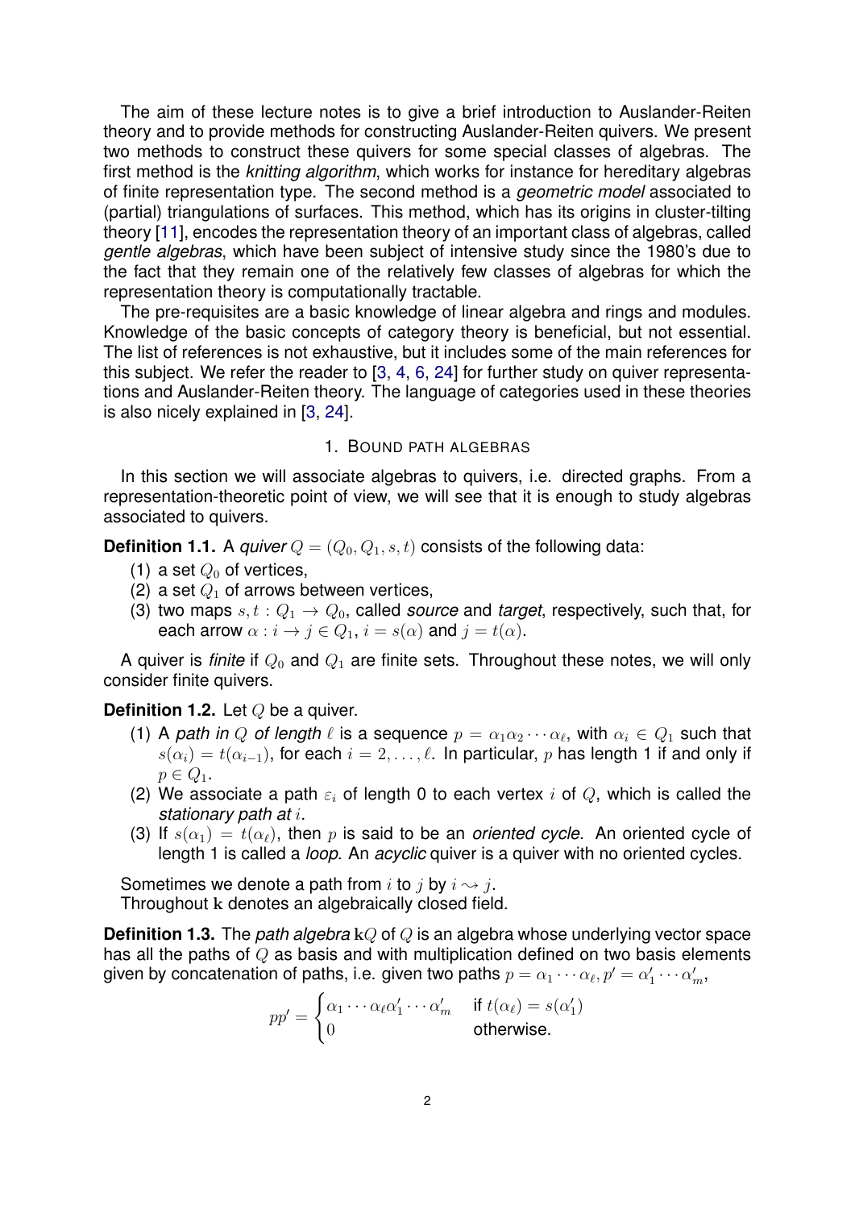The aim of these lecture notes is to give a brief introduction to Auslander-Reiten theory and to provide methods for constructing Auslander-Reiten quivers. We present two methods to construct these quivers for some special classes of algebras. The first method is the *knitting algorithm*, which works for instance for hereditary algebras of finite representation type. The second method is a *geometric model* associated to (partial) triangulations of surfaces. This method, which has its origins in cluster-tilting theory [11], encodes the representation theory of an important class of algebras, called *gentle algebras*, which have been subject of intensive study since the 1980's due to the fact that they remain one of the relatively few classes of algebras for which the representation theory is computationally tractable.

The pre-requisites are a basic knowledge of linear algebra and rings and modules. Knowledge of the basic concepts of category theory is beneficial, but not essential. The list of references is not exhaustive, but it includes some of the main references for this subject. We refer the reader to [3, 4, 6, 24] for further study on quiver representations and Auslander-Reiten theory. The language of categories used in these theories is also nicely explained in [3, 24].

## 1. Bound path algebras

In this section we will associate algebras to quivers, i.e. directed graphs. From a representation-theoretic point of view, we will see that it is enough to study algebras associated to quivers.

**Definition 1.1.** A *quiver* $Q = (Q_0, Q_1, s, t)$ consists of the following data:

1. a set $Q_0$ of vertices,
2. a set $Q_1$ of arrows between vertices,
3. two maps $s, t : Q_1 \to Q_0$, called *source* and *target*, respectively, such that, for each arrow $\alpha : i \to j \in Q_1$, $i = s(\alpha)$ and $j = t(\alpha)$.

A quiver is *finite* if $Q_0$ and $Q_1$ are finite sets. Throughout these notes, we will only consider finite quivers.

**Definition 1.2.** Let $Q$ be a quiver.

1. A *path in $Q$ of length $\ell$* is a sequence $p = \alpha_1\alpha_2 \cdots \alpha_\ell$, with $\alpha_i \in Q_1$ such that $s(\alpha_i) = t(\alpha_{i-1})$, for each $i = 2, \ldots, \ell$. In particular, $p$ has length 1 if and only if $p \in Q_1$.
2. We associate a path $\varepsilon_i$ of length 0 to each vertex $i$ of $Q$, which is called the *stationary path at $i$*.
3. If $s(\alpha_1) = t(\alpha_\ell)$, then $p$ is said to be an *oriented cycle*. An oriented cycle of length 1 is called a *loop*. An *acyclic* quiver is a quiver with no oriented cycles.

Sometimes we denote a path from $i$ to $j$ by $i \rightsquigarrow j$.
Throughout $\mathbf{k}$ denotes an algebraically closed field.

**Definition 1.3.** The *path algebra* $\mathbf{k}Q$ of $Q$ is an algebra whose underlying vector space has all the paths of $Q$ as basis and with multiplication defined on two basis elements given by concatenation of paths, i.e. given two paths $p = \alpha_1 \cdots \alpha_\ell, p' = \alpha'_1 \cdots \alpha'_m$,

$$pp' = \begin{cases} \alpha_1 \cdots \alpha_\ell \alpha'_1 \cdots \alpha'_m & \text{if } t(\alpha_\ell) = s(\alpha'_1) \\ 0 & \text{otherwise.} \end{cases}$$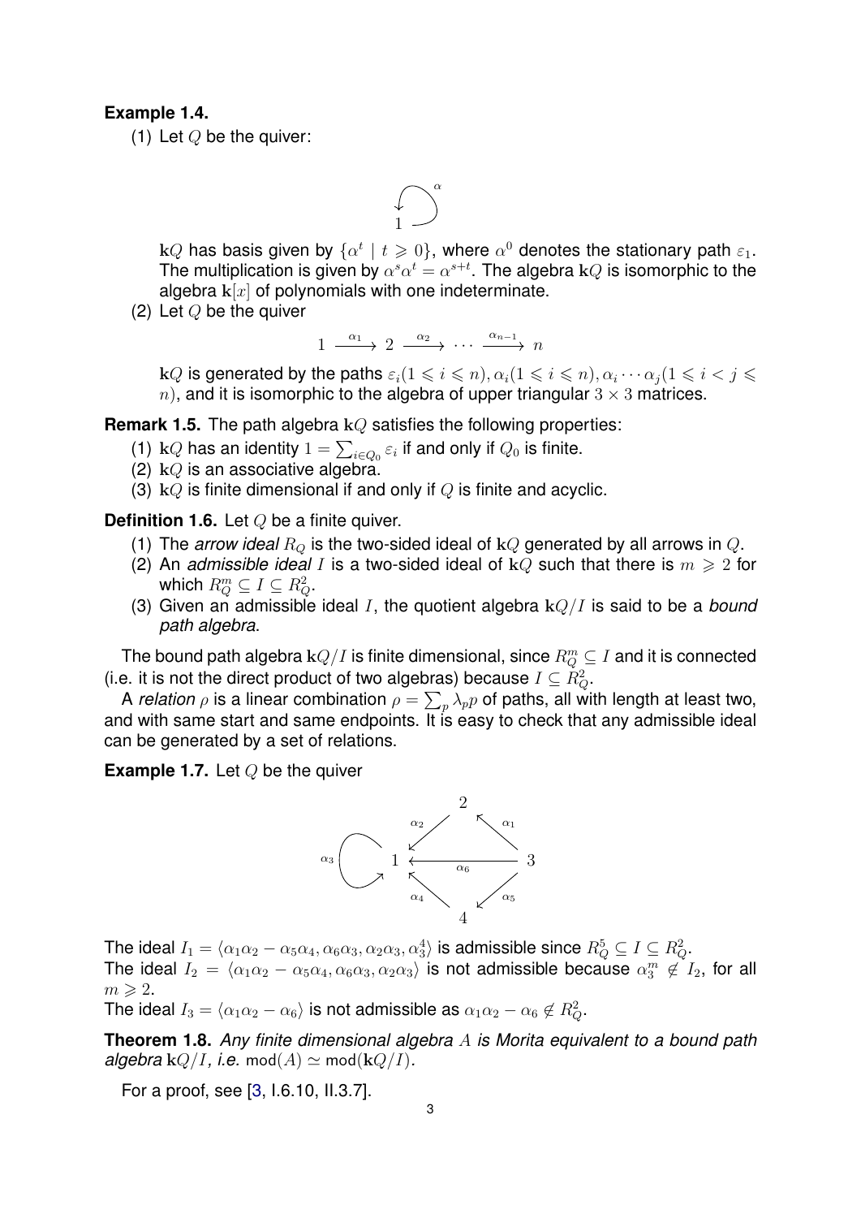**Example 1.4.**

(1) Let $Q$ be the quiver:

$$1 \circlearrowleft \alpha$$

$\mathbf{k}Q$ has basis given by $\{\alpha^t \mid t \geqslant 0\}$, where $\alpha^0$ denotes the stationary path $\varepsilon_1$. The multiplication is given by $\alpha^s\alpha^t = \alpha^{s+t}$. The algebra $\mathbf{k}Q$ is isomorphic to the algebra $\mathbf{k}[x]$ of polynomials with one indeterminate.

(2) Let $Q$ be the quiver

$$1 \xrightarrow{\alpha_1} 2 \xrightarrow{\alpha_2} \cdots \xrightarrow{\alpha_{n-1}} n$$

$\mathbf{k}Q$ is generated by the paths $\varepsilon_i (1 \leqslant i \leqslant n), \alpha_i (1 \leqslant i \leqslant n), \alpha_i \cdots \alpha_j (1 \leqslant i < j \leqslant n)$, and it is isomorphic to the algebra of upper triangular $3 \times 3$ matrices.

**Remark 1.5.** The path algebra $\mathbf{k}Q$ satisfies the following properties:

(1) $\mathbf{k}Q$ has an identity $1 = \sum_{i \in Q_0} \varepsilon_i$ if and only if $Q_0$ is finite.
(2) $\mathbf{k}Q$ is an associative algebra.
(3) $\mathbf{k}Q$ is finite dimensional if and only if $Q$ is finite and acyclic.

**Definition 1.6.** Let $Q$ be a finite quiver.

(1) The *arrow ideal* $R_Q$ is the two-sided ideal of $\mathbf{k}Q$ generated by all arrows in $Q$.
(2) An *admissible ideal* $I$ is a two-sided ideal of $\mathbf{k}Q$ such that there is $m \geqslant 2$ for which $R_Q^m \subseteq I \subseteq R_Q^2$.
(3) Given an admissible ideal $I$, the quotient algebra $\mathbf{k}Q/I$ is said to be a *bound path algebra*.

The bound path algebra $\mathbf{k}Q/I$ is finite dimensional, since $R_Q^m \subseteq I$ and it is connected (i.e. it is not the direct product of two algebras) because $I \subseteq R_Q^2$.

A *relation* $\rho$ is a linear combination $\rho = \sum_p \lambda_p p$ of paths, all with length at least two, and with same start and same endpoints. It is easy to check that any admissible ideal can be generated by a set of relations.

**Example 1.7.** Let $Q$ be the quiver

$$\alpha_3 \circlearrowleft 1, \quad 3 \xrightarrow{\alpha_1} 2 \xrightarrow{\alpha_2} 1, \quad 3 \xrightarrow{\alpha_6} 1, \quad 3 \xrightarrow{\alpha_5} 4 \xrightarrow{\alpha_4} 1$$

The ideal $I_1 = \langle \alpha_1\alpha_2 - \alpha_5\alpha_4, \alpha_6\alpha_3, \alpha_2\alpha_3, \alpha_3^4 \rangle$ is admissible since $R_Q^5 \subseteq I \subseteq R_Q^2$.
The ideal $I_2 = \langle \alpha_1\alpha_2 - \alpha_5\alpha_4, \alpha_6\alpha_3, \alpha_2\alpha_3 \rangle$ is not admissible because $\alpha_3^m \notin I_2$, for all $m \geqslant 2$.
The ideal $I_3 = \langle \alpha_1\alpha_2 - \alpha_6 \rangle$ is not admissible as $\alpha_1\alpha_2 - \alpha_6 \notin R_Q^2$.

**Theorem 1.8.** *Any finite dimensional algebra $A$ is Morita equivalent to a bound path algebra $\mathbf{k}Q/I$, i.e.* $\operatorname{mod}(A) \simeq \operatorname{mod}(\mathbf{k}Q/I)$.

For a proof, see [3, I.6.10, II.3.7].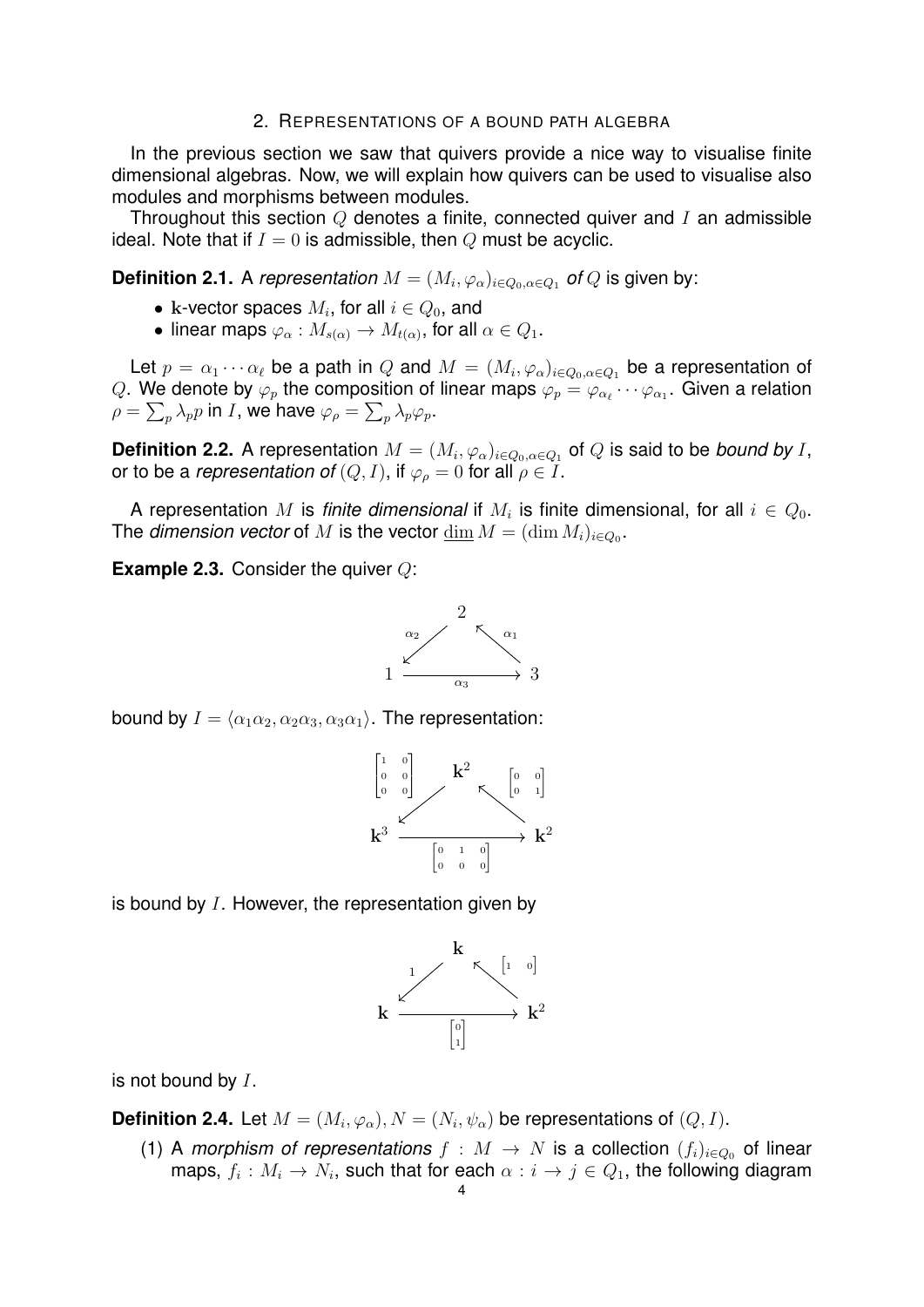## 2. Representations of a bound path algebra

In the previous section we saw that quivers provide a nice way to visualise finite dimensional algebras. Now, we will explain how quivers can be used to visualise also modules and morphisms between modules.

Throughout this section $Q$ denotes a finite, connected quiver and $I$ an admissible ideal. Note that if $I = 0$ is admissible, then $Q$ must be acyclic.

**Definition 2.1.** A *representation* $M = (M_i, \varphi_\alpha)_{i \in Q_0, \alpha \in Q_1}$ *of* $Q$ is given by:

- $\mathbf{k}$-vector spaces $M_i$, for all $i \in Q_0$, and
- linear maps $\varphi_\alpha : M_{s(\alpha)} \to M_{t(\alpha)}$, for all $\alpha \in Q_1$.

Let $p = \alpha_1 \cdots \alpha_\ell$ be a path in $Q$ and $M = (M_i, \varphi_\alpha)_{i \in Q_0, \alpha \in Q_1}$ be a representation of $Q$. We denote by $\varphi_p$ the composition of linear maps $\varphi_p = \varphi_{\alpha_\ell} \cdots \varphi_{\alpha_1}$. Given a relation $\rho = \sum_p \lambda_p p$ in $I$, we have $\varphi_\rho = \sum_p \lambda_p \varphi_p$.

**Definition 2.2.** A representation $M = (M_i, \varphi_\alpha)_{i \in Q_0, \alpha \in Q_1}$ of $Q$ is said to be *bound by* $I$, or to be a *representation of* $(Q, I)$, if $\varphi_\rho = 0$ for all $\rho \in I$.

A representation $M$ is *finite dimensional* if $M_i$ is finite dimensional, for all $i \in Q_0$. The *dimension vector* of $M$ is the vector $\underline{\dim}\, M = (\dim M_i)_{i \in Q_0}$.

**Example 2.3.** Consider the quiver $Q$:

$$\begin{array}{ccccc} & & 2 & & \\ & \overset{\alpha_2}{\swarrow} & & \overset{\alpha_1}{\nwarrow} & \\ 1 & & \xrightarrow[\alpha_3]{} & & 3 \end{array}$$

bound by $I = \langle \alpha_1\alpha_2, \alpha_2\alpha_3, \alpha_3\alpha_1 \rangle$. The representation:

$$\begin{array}{ccccc} & & \mathbf{k}^2 & & \\ & \overset{\begin{bmatrix} 1 & 0 \\ 0 & 0 \\ 0 & 0 \end{bmatrix}}{\swarrow} & & \overset{\begin{bmatrix} 0 & 0 \\ 0 & 1 \end{bmatrix}}{\nwarrow} & \\ \mathbf{k}^3 & & \xrightarrow[\begin{bmatrix} 0 & 1 & 0 \\ 0 & 0 & 0 \end{bmatrix}]{} & & \mathbf{k}^2 \end{array}$$

is bound by $I$. However, the representation given by

$$\begin{array}{ccccc} & & \mathbf{k} & & \\ & \overset{1}{\swarrow} & & \overset{\begin{bmatrix} 1 & 0 \end{bmatrix}}{\nwarrow} & \\ \mathbf{k} & & \xrightarrow[\begin{bmatrix} 0 \\ 1 \end{bmatrix}]{} & & \mathbf{k}^2 \end{array}$$

is not bound by $I$.

**Definition 2.4.** Let $M = (M_i, \varphi_\alpha), N = (N_i, \psi_\alpha)$ be representations of $(Q, I)$.

(1) A *morphism of representations* $f : M \to N$ is a collection $(f_i)_{i \in Q_0}$ of linear maps, $f_i : M_i \to N_i$, such that for each $\alpha : i \to j \in Q_1$, the following diagram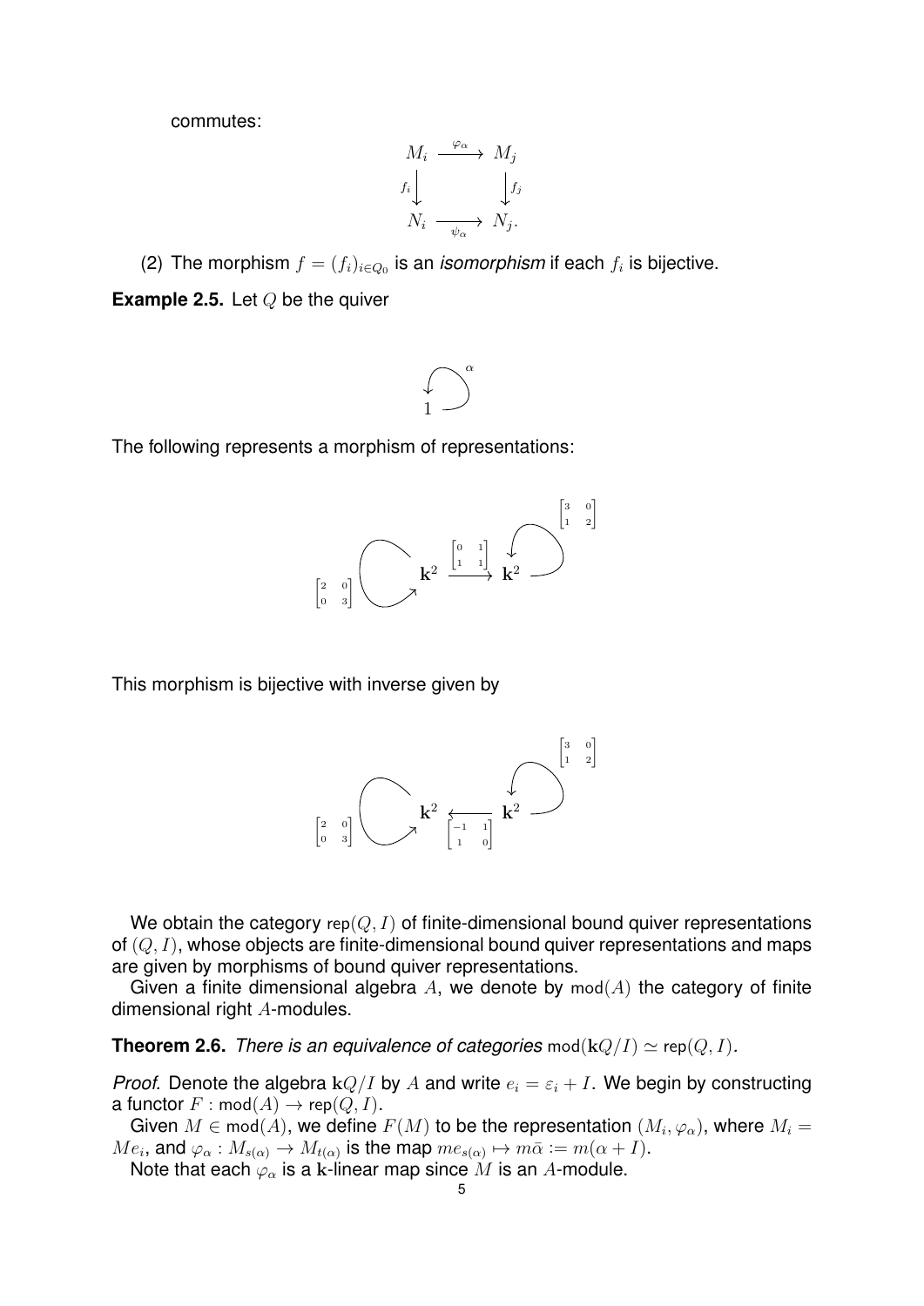commutes:

$$\begin{array}{ccc} M_i & \xrightarrow{\varphi_\alpha} & M_j \\ {\scriptstyle f_i}\downarrow & & \downarrow{\scriptstyle f_j} \\ N_i & \xrightarrow[\psi_\alpha]{} & N_j. \end{array}$$

(2) The morphism $f = (f_i)_{i \in Q_0}$ is an *isomorphism* if each $f_i$ is bijective.

**Example 2.5.** Let $Q$ be the quiver

$$1 \circlearrowleft \alpha$$

The following represents a morphism of representations:

$$\begin{bmatrix} 2 & 0 \\ 0 & 3 \end{bmatrix} \circlearrowright \mathbf{k}^2 \xrightarrow{\begin{bmatrix} 0 & 1 \\ 1 & 1 \end{bmatrix}} \mathbf{k}^2 \circlearrowleft \begin{bmatrix} 3 & 0 \\ 1 & 2 \end{bmatrix}$$

This morphism is bijective with inverse given by

$$\begin{bmatrix} 2 & 0 \\ 0 & 3 \end{bmatrix} \circlearrowright \mathbf{k}^2 \xleftarrow[\begin{bmatrix} -1 & 1 \\ 1 & 0 \end{bmatrix}]{} \mathbf{k}^2 \circlearrowleft \begin{bmatrix} 3 & 0 \\ 1 & 2 \end{bmatrix}$$

We obtain the category $\mathsf{rep}(Q, I)$ of finite-dimensional bound quiver representations of $(Q, I)$, whose objects are finite-dimensional bound quiver representations and maps are given by morphisms of bound quiver representations.

Given a finite dimensional algebra $A$, we denote by $\mathsf{mod}(A)$ the category of finite dimensional right $A$-modules.

**Theorem 2.6.** *There is an equivalence of categories* $\mathsf{mod}(\mathbf{k}Q/I) \simeq \mathsf{rep}(Q, I)$.

*Proof.* Denote the algebra $\mathbf{k}Q/I$ by $A$ and write $e_i = \varepsilon_i + I$. We begin by constructing a functor $F : \mathsf{mod}(A) \to \mathsf{rep}(Q, I)$.

Given $M \in \mathsf{mod}(A)$, we define $F(M)$ to be the representation $(M_i, \varphi_\alpha)$, where $M_i = Me_i$, and $\varphi_\alpha : M_{s(\alpha)} \to M_{t(\alpha)}$ is the map $me_{s(\alpha)} \mapsto m\bar{\alpha} := m(\alpha + I)$.

Note that each $\varphi_\alpha$ is a $\mathbf{k}$-linear map since $M$ is an $A$-module.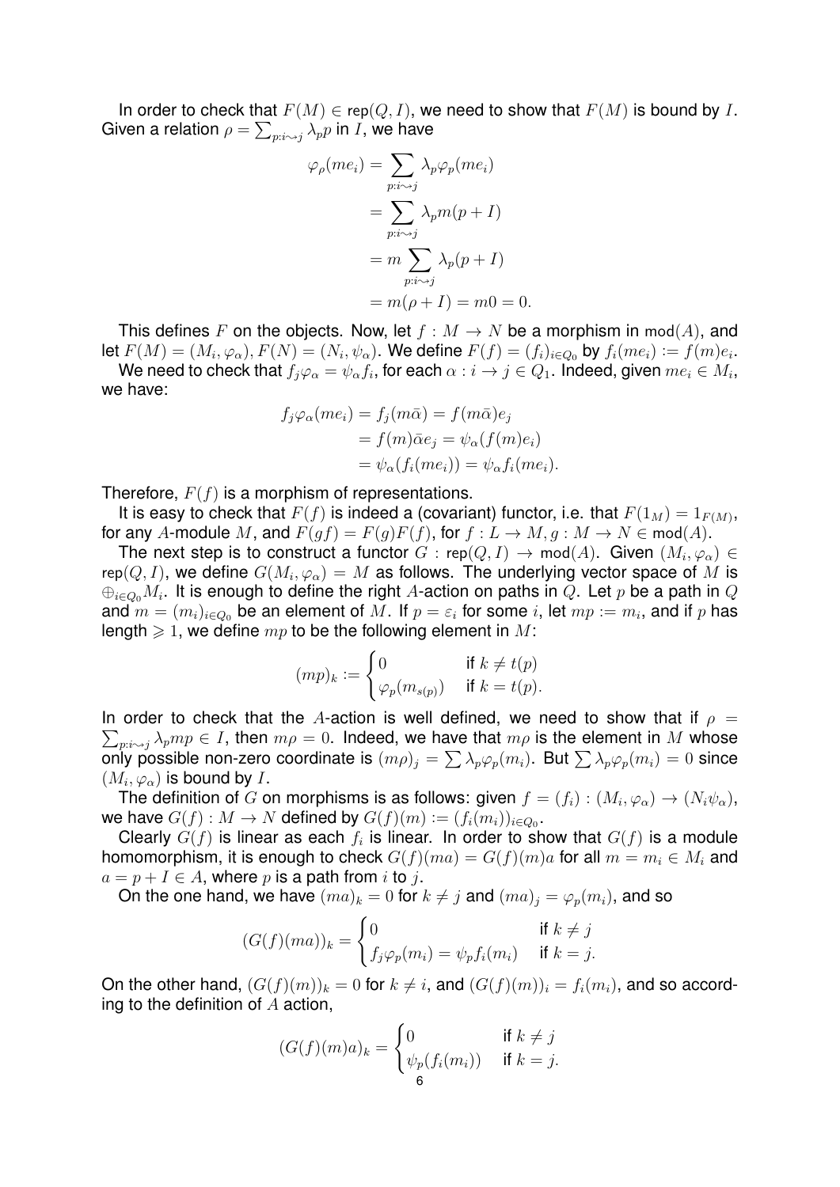In order to check that $F(M) \in \mathsf{rep}(Q, I)$, we need to show that $F(M)$ is bound by $I$. Given a relation $\rho = \sum_{p:i \rightsquigarrow j} \lambda_p p$ in $I$, we have

$$
\begin{aligned}
\varphi_\rho(me_i) &= \sum_{p:i \rightsquigarrow j} \lambda_p \varphi_p(me_i) \\
&= \sum_{p:i \rightsquigarrow j} \lambda_p m(p + I) \\
&= m \sum_{p:i \rightsquigarrow j} \lambda_p (p + I) \\
&= m(\rho + I) = m0 = 0.
\end{aligned}
$$

This defines $F$ on the objects. Now, let $f : M \to N$ be a morphism in $\mathsf{mod}(A)$, and let $F(M) = (M_i, \varphi_\alpha), F(N) = (N_i, \psi_\alpha)$. We define $F(f) = (f_i)_{i \in Q_0}$ by $f_i(me_i) := f(m)e_i$.

We need to check that $f_j \varphi_\alpha = \psi_\alpha f_i$, for each $\alpha : i \to j \in Q_1$. Indeed, given $me_i \in M_i$, we have:

$$
\begin{aligned}
f_j \varphi_\alpha(me_i) = f_j(m\bar{\alpha}) &= f(m\bar{\alpha})e_j \\
&= f(m)\bar{\alpha}e_j = \psi_\alpha(f(m)e_i) \\
&= \psi_\alpha(f_i(me_i)) = \psi_\alpha f_i(me_i).
\end{aligned}
$$

Therefore, $F(f)$ is a morphism of representations.

It is easy to check that $F(f)$ is indeed a (covariant) functor, i.e. that $F(1_M) = 1_{F(M)}$, for any $A$-module $M$, and $F(gf) = F(g)F(f)$, for $f : L \to M, g : M \to N \in \mathsf{mod}(A)$.

The next step is to construct a functor $G : \mathsf{rep}(Q, I) \to \mathsf{mod}(A)$. Given $(M_i, \varphi_\alpha) \in \mathsf{rep}(Q, I)$, we define $G(M_i, \varphi_\alpha) = M$ as follows. The underlying vector space of $M$ is $\oplus_{i \in Q_0} M_i$. It is enough to define the right $A$-action on paths in $Q$. Let $p$ be a path in $Q$ and $m = (m_i)_{i \in Q_0}$ be an element of $M$. If $p = \varepsilon_i$ for some $i$, let $mp := m_i$, and if $p$ has length $\geqslant 1$, we define $mp$ to be the following element in $M$:

$$
(mp)_k := \begin{cases} 0 & \text{if } k \neq t(p) \\ \varphi_p(m_{s(p)}) & \text{if } k = t(p). \end{cases}
$$

In order to check that the $A$-action is well defined, we need to show that if $\rho = \sum_{p:i \rightsquigarrow j} \lambda_p mp \in I$, then $m\rho = 0$. Indeed, we have that $m\rho$ is the element in $M$ whose only possible non-zero coordinate is $(m\rho)_j = \sum \lambda_p \varphi_p(m_i)$. But $\sum \lambda_p \varphi_p(m_i) = 0$ since $(M_i, \varphi_\alpha)$ is bound by $I$.

The definition of $G$ on morphisms is as follows: given $f = (f_i) : (M_i, \varphi_\alpha) \to (N_i \psi_\alpha)$, we have $G(f) : M \to N$ defined by $G(f)(m) := (f_i(m_i))_{i \in Q_0}$.

Clearly $G(f)$ is linear as each $f_i$ is linear. In order to show that $G(f)$ is a module homomorphism, it is enough to check $G(f)(ma) = G(f)(m)a$ for all $m = m_i \in M_i$ and $a = p + I \in A$, where $p$ is a path from $i$ to $j$.

On the one hand, we have $(ma)_k = 0$ for $k \neq j$ and $(ma)_j = \varphi_p(m_i)$, and so

$$
(G(f)(ma))_k = \begin{cases} 0 & \text{if } k \neq j \\ f_j \varphi_p(m_i) = \psi_p f_i(m_i) & \text{if } k = j. \end{cases}
$$

On the other hand, $(G(f)(m))_k = 0$ for $k \neq i$, and $(G(f)(m))_i = f_i(m_i)$, and so according to the definition of $A$ action,

$$
(G(f)(m)a)_k = \begin{cases} 0 & \text{if } k \neq j \\ \psi_p(f_i(m_i)) & \text{if } k = j. \end{cases}
$$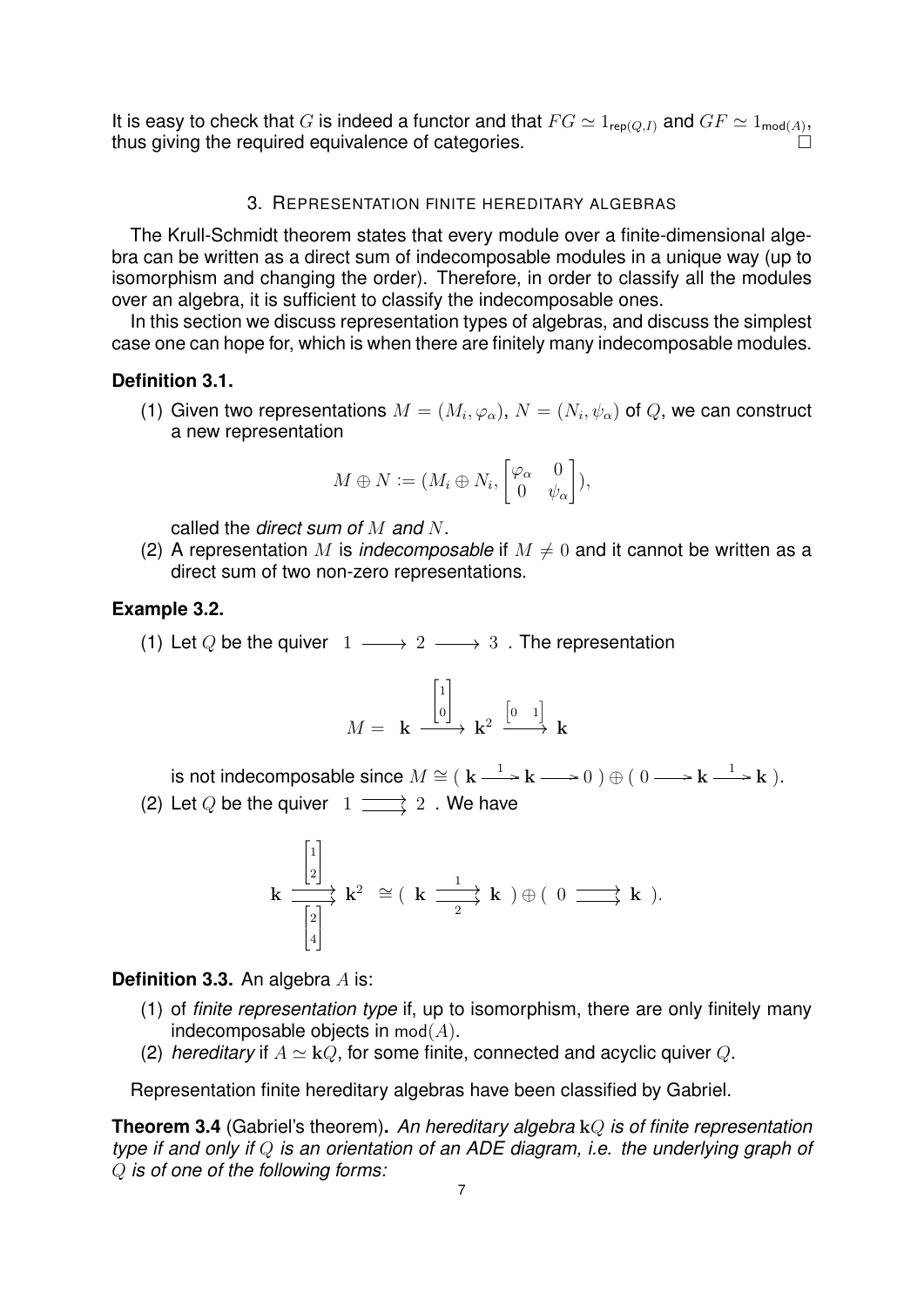It is easy to check that $G$ is indeed a functor and that $FG \simeq 1_{\mathrm{rep}(Q,I)}$ and $GF \simeq 1_{\mathrm{mod}(A)}$, thus giving the required equivalence of categories. □

## 3. Representation finite hereditary algebras

The Krull-Schmidt theorem states that every module over a finite-dimensional algebra can be written as a direct sum of indecomposable modules in a unique way (up to isomorphism and changing the order). Therefore, in order to classify all the modules over an algebra, it is sufficient to classify the indecomposable ones.

In this section we discuss representation types of algebras, and discuss the simplest case one can hope for, which is when there are finitely many indecomposable modules.

**Definition 3.1.**

(1) Given two representations $M = (M_i, \varphi_\alpha)$, $N = (N_i, \psi_\alpha)$ of $Q$, we can construct a new representation

$$M \oplus N := (M_i \oplus N_i, \begin{bmatrix} \varphi_\alpha & 0 \\ 0 & \psi_\alpha \end{bmatrix}),$$

called the *direct sum of $M$ and $N$*.

(2) A representation $M$ is *indecomposable* if $M \neq 0$ and it cannot be written as a direct sum of two non-zero representations.

**Example 3.2.**

(1) Let $Q$ be the quiver $1 \longrightarrow 2 \longrightarrow 3$. The representation

$$M = \mathbf{k} \xrightarrow{\begin{bmatrix} 1 \\ 0 \end{bmatrix}} \mathbf{k}^2 \xrightarrow{\begin{bmatrix} 0 & 1 \end{bmatrix}} \mathbf{k}$$

is not indecomposable since $M \cong (\mathbf{k} \xrightarrow{1} \mathbf{k} \longrightarrow 0) \oplus (0 \longrightarrow \mathbf{k} \xrightarrow{1} \mathbf{k})$.

(2) Let $Q$ be the quiver $1 \rightrightarrows 2$. We have

$$\mathbf{k} \underset{\begin{bmatrix} 2 \\ 4 \end{bmatrix}}{\overset{\begin{bmatrix} 1 \\ 2 \end{bmatrix}}{\rightrightarrows}} \mathbf{k}^2 \cong (\mathbf{k} \underset{2}{\overset{1}{\rightrightarrows}} \mathbf{k}) \oplus (0 \rightrightarrows \mathbf{k}).$$

**Definition 3.3.** An algebra $A$ is:

(1) of *finite representation type* if, up to isomorphism, there are only finitely many indecomposable objects in $\mathrm{mod}(A)$.

(2) *hereditary* if $A \simeq \mathbf{k}Q$, for some finite, connected and acyclic quiver $Q$.

Representation finite hereditary algebras have been classified by Gabriel.

**Theorem 3.4** (Gabriel's theorem)**.** *An hereditary algebra $\mathbf{k}Q$ is of finite representation type if and only if $Q$ is an orientation of an ADE diagram, i.e. the underlying graph of $Q$ is of one of the following forms:*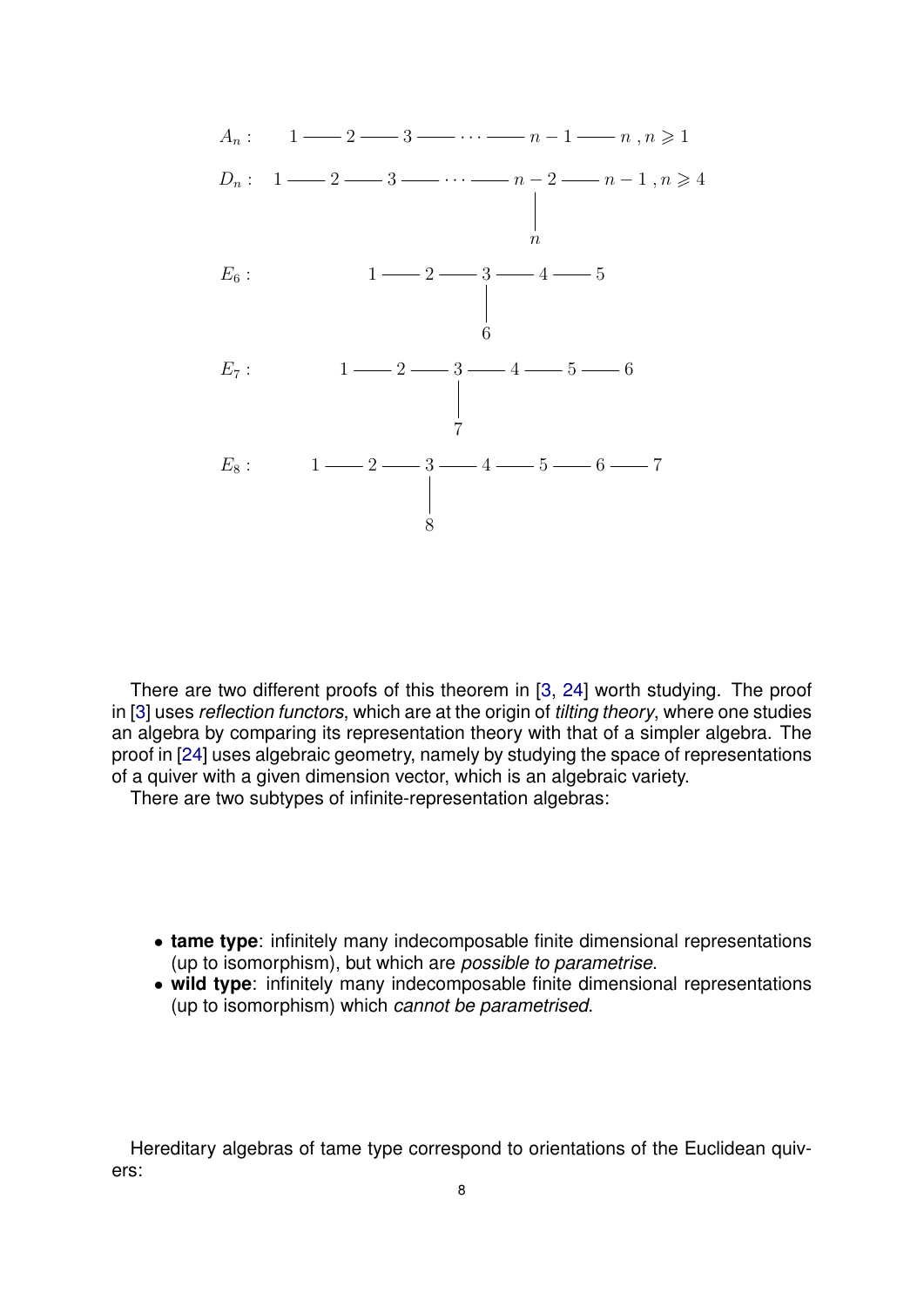$$A_n : \quad 1 \text{ --- } 2 \text{ --- } 3 \text{ --- } \cdots \text{ --- } n-1 \text{ --- } n \;,\; n \geqslant 1$$

$$D_n : \quad 1 \text{ --- } 2 \text{ --- } 3 \text{ --- } \cdots \text{ --- } n-2 \text{ --- } n-1 \;,\; n \geqslant 4, \quad \text{with } n \text{ attached to } n-2$$

$$E_6 : \quad 1 \text{ --- } 2 \text{ --- } 3 \text{ --- } 4 \text{ --- } 5, \quad \text{with } 6 \text{ attached to } 3$$

$$E_7 : \quad 1 \text{ --- } 2 \text{ --- } 3 \text{ --- } 4 \text{ --- } 5 \text{ --- } 6, \quad \text{with } 7 \text{ attached to } 3$$

$$E_8 : \quad 1 \text{ --- } 2 \text{ --- } 3 \text{ --- } 4 \text{ --- } 5 \text{ --- } 6 \text{ --- } 7, \quad \text{with } 8 \text{ attached to } 3$$

There are two different proofs of this theorem in [3, 24] worth studying. The proof in [3] uses *reflection functors*, which are at the origin of *tilting theory*, where one studies an algebra by comparing its representation theory with that of a simpler algebra. The proof in [24] uses algebraic geometry, namely by studying the space of representations of a quiver with a given dimension vector, which is an algebraic variety.

There are two subtypes of infinite-representation algebras:

- **tame type**: infinitely many indecomposable finite dimensional representations (up to isomorphism), but which are *possible to parametrise*.
- **wild type**: infinitely many indecomposable finite dimensional representations (up to isomorphism) which *cannot be parametrised*.

Hereditary algebras of tame type correspond to orientations of the Euclidean quivers: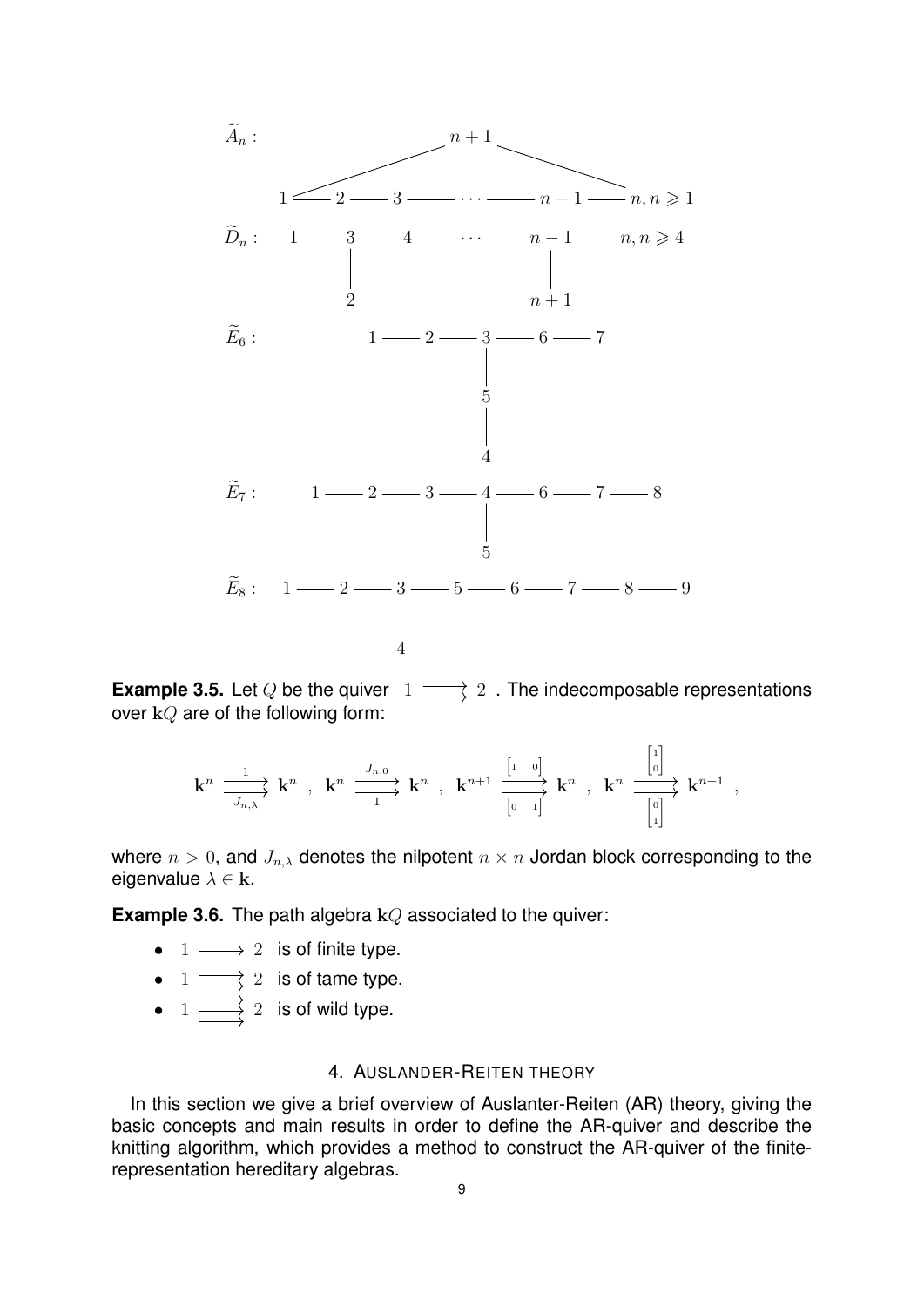$$
\widetilde{A}_n: \quad \begin{array}{c} n+1 \\ 1 \text{ --- } 2 \text{ --- } 3 \text{ --- } \cdots \text{ --- } n-1 \text{ --- } n, \; n \geqslant 1 \end{array}
$$

(with edges $1 \text{ --- } n+1$ and $n+1 \text{ --- } n$)

$$
\widetilde{D}_n: \quad 1 \text{ --- } 3 \text{ --- } 4 \text{ --- } \cdots \text{ --- } n-1 \text{ --- } n, \; n \geqslant 4
$$

(with edges $3 \text{ --- } 2$ and $n-1 \text{ --- } n+1$)

$$
\widetilde{E}_6: \quad 1 \text{ --- } 2 \text{ --- } 3 \text{ --- } 6 \text{ --- } 7
$$

(with edges $3 \text{ --- } 5 \text{ --- } 4$)

$$
\widetilde{E}_7: \quad 1 \text{ --- } 2 \text{ --- } 3 \text{ --- } 4 \text{ --- } 6 \text{ --- } 7 \text{ --- } 8
$$

(with edge $4 \text{ --- } 5$)

$$
\widetilde{E}_8: \quad 1 \text{ --- } 2 \text{ --- } 3 \text{ --- } 5 \text{ --- } 6 \text{ --- } 7 \text{ --- } 8 \text{ --- } 9
$$

(with edge $3 \text{ --- } 4$)

**Example 3.5.** Let $Q$ be the quiver $1 \rightrightarrows 2$. The indecomposable representations over $\mathbf{k}Q$ are of the following form:

$$
\mathbf{k}^n \underset{J_{n,\lambda}}{\overset{1}{\rightrightarrows}} \mathbf{k}^n \;,\; \mathbf{k}^n \underset{1}{\overset{J_{n,0}}{\rightrightarrows}} \mathbf{k}^n \;,\; \mathbf{k}^{n+1} \underset{\begin{bmatrix} 0 & 1 \end{bmatrix}}{\overset{\begin{bmatrix} 1 & 0 \end{bmatrix}}{\rightrightarrows}} \mathbf{k}^n \;,\; \mathbf{k}^n \underset{\begin{bmatrix} 0 \\ 1 \end{bmatrix}}{\overset{\begin{bmatrix} 1 \\ 0 \end{bmatrix}}{\rightrightarrows}} \mathbf{k}^{n+1} \;,
$$

where $n > 0$, and $J_{n,\lambda}$ denotes the nilpotent $n \times n$ Jordan block corresponding to the eigenvalue $\lambda \in \mathbf{k}$.

**Example 3.6.** The path algebra $\mathbf{k}Q$ associated to the quiver:

- $1 \longrightarrow 2$ is of finite type.
- $1 \rightrightarrows 2$ is of tame type.
- $1 \overset{\longrightarrow}{\underset{\longrightarrow}{\longrightarrow}} 2$ is of wild type.

## 4. Auslander-Reiten theory

In this section we give a brief overview of Auslanter-Reiten (AR) theory, giving the basic concepts and main results in order to define the AR-quiver and describe the knitting algorithm, which provides a method to construct the AR-quiver of the finite-representation hereditary algebras.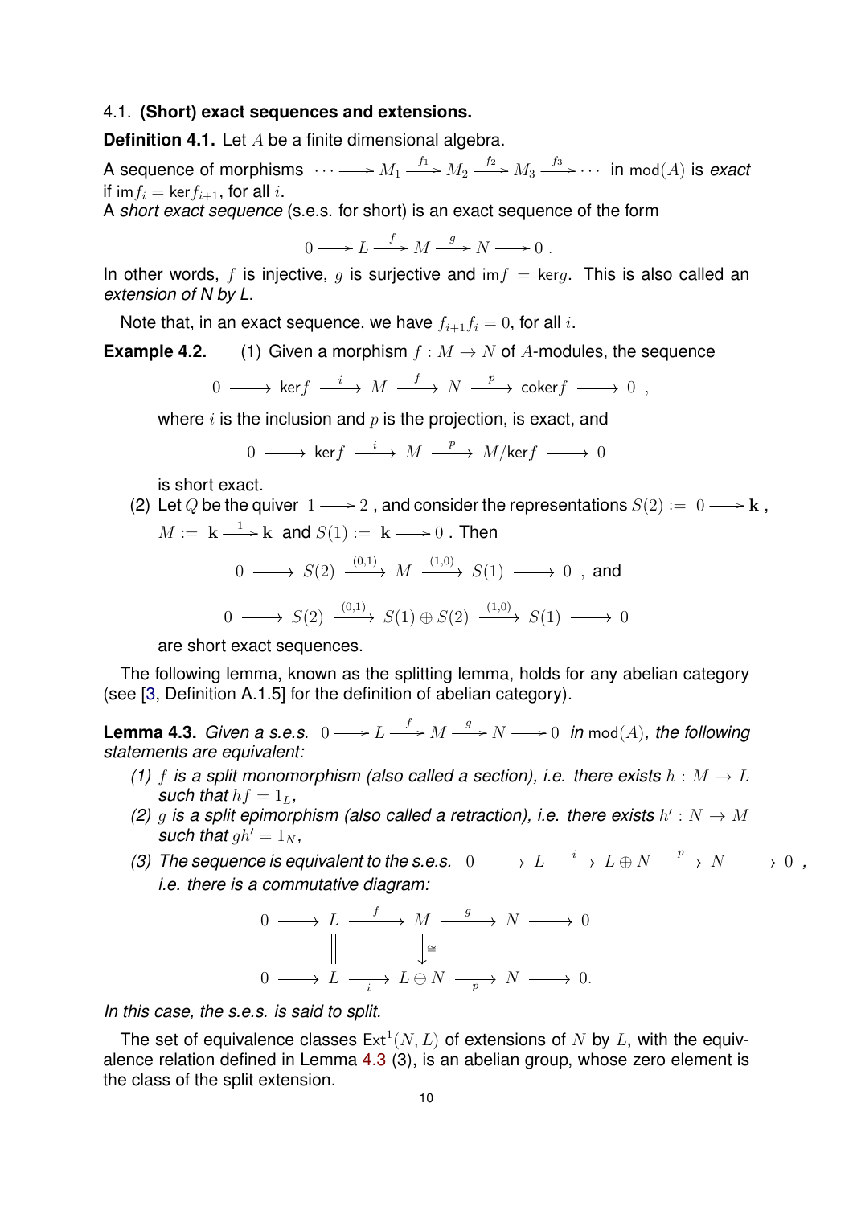4.1. **(Short) exact sequences and extensions.**

**Definition 4.1.** Let $A$ be a finite dimensional algebra.

A sequence of morphisms $\cdots \longrightarrow M_1 \xrightarrow{f_1} M_2 \xrightarrow{f_2} M_3 \xrightarrow{f_3} \cdots$ in $\mathrm{mod}(A)$ is *exact* if $\mathrm{im} f_i = \ker f_{i+1}$, for all $i$.

A *short exact sequence* (s.e.s. for short) is an exact sequence of the form

$$0 \longrightarrow L \xrightarrow{f} M \xrightarrow{g} N \longrightarrow 0 .$$

In other words, $f$ is injective, $g$ is surjective and $\mathrm{im} f = \ker g$. This is also called an *extension of N by L*.

Note that, in an exact sequence, we have $f_{i+1} f_i = 0$, for all $i$.

**Example 4.2.** (1) Given a morphism $f : M \to N$ of $A$-modules, the sequence

$$0 \longrightarrow \ker f \xrightarrow{i} M \xrightarrow{f} N \xrightarrow{p} \mathrm{coker} f \longrightarrow 0 ,$$

where $i$ is the inclusion and $p$ is the projection, is exact, and

$$0 \longrightarrow \ker f \xrightarrow{i} M \xrightarrow{p} M/\ker f \longrightarrow 0$$

is short exact.

(2) Let $Q$ be the quiver $1 \longrightarrow 2$, and consider the representations $S(2) := 0 \longrightarrow \mathbf{k}$, $M := \mathbf{k} \xrightarrow{1} \mathbf{k}$ and $S(1) := \mathbf{k} \longrightarrow 0$. Then

$$0 \longrightarrow S(2) \xrightarrow{(0,1)} M \xrightarrow{(1,0)} S(1) \longrightarrow 0 , \text{ and}$$

$$0 \longrightarrow S(2) \xrightarrow{(0,1)} S(1) \oplus S(2) \xrightarrow{(1,0)} S(1) \longrightarrow 0$$

are short exact sequences.

The following lemma, known as the splitting lemma, holds for any abelian category (see [3, Definition A.1.5] for the definition of abelian category).

**Lemma 4.3.** *Given a s.e.s.* $0 \longrightarrow L \xrightarrow{f} M \xrightarrow{g} N \longrightarrow 0$ *in* $\mathrm{mod}(A)$*, the following statements are equivalent:*

*(1) $f$ is a split monomorphism (also called a section), i.e. there exists $h : M \to L$ such that $hf = 1_L$,*

*(2) $g$ is a split epimorphism (also called a retraction), i.e. there exists $h' : N \to M$ such that $gh' = 1_N$,*

*(3) The sequence is equivalent to the s.e.s.* $0 \longrightarrow L \xrightarrow{i} L \oplus N \xrightarrow{p} N \longrightarrow 0$*, i.e. there is a commutative diagram:*

$$\begin{array}{ccccccccc}
0 & \longrightarrow & L & \xrightarrow{f} & M & \xrightarrow{g} & N & \longrightarrow & 0 \\
 & & \| & & \downarrow{\cong} & & & & \\
0 & \longrightarrow & L & \xrightarrow[i]{} & L \oplus N & \xrightarrow[p]{} & N & \longrightarrow & 0.
\end{array}$$

*In this case, the s.e.s. is said to split.*

The set of equivalence classes $\mathrm{Ext}^1(N, L)$ of extensions of $N$ by $L$, with the equivalence relation defined in Lemma 4.3 (3), is an abelian group, whose zero element is the class of the split extension.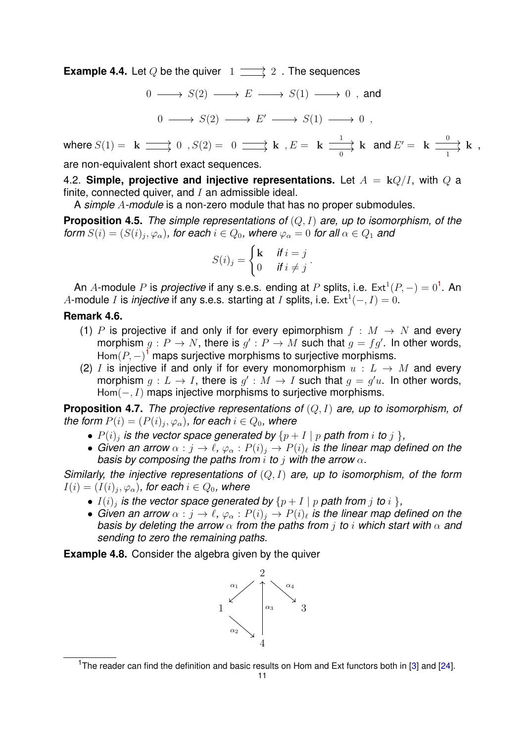**Example 4.4.** Let $Q$ be the quiver $1 \rightrightarrows 2$. The sequences

$$0 \longrightarrow S(2) \longrightarrow E \longrightarrow S(1) \longrightarrow 0 \text{ , and}$$

$$0 \longrightarrow S(2) \longrightarrow E' \longrightarrow S(1) \longrightarrow 0 \text{ ,}$$

where $S(1) = \mathbf{k} \rightrightarrows 0$ , $S(2) = 0 \rightrightarrows \mathbf{k}$ , $E = \mathbf{k} \overset{1}{\underset{0}{\rightrightarrows}} \mathbf{k}$ and $E' = \mathbf{k} \overset{0}{\underset{1}{\rightrightarrows}} \mathbf{k}$ ,

are non-equivalent short exact sequences.

4.2. **Simple, projective and injective representations.** Let $A = \mathbf{k}Q/I$, with $Q$ a finite, connected quiver, and $I$ an admissible ideal.

A *simple $A$-module* is a non-zero module that has no proper submodules.

**Proposition 4.5.** *The simple representations of $(Q, I)$ are, up to isomorphism, of the form $S(i) = (S(i)_j, \varphi_\alpha)$, for each $i \in Q_0$, where $\varphi_\alpha = 0$ for all $\alpha \in Q_1$ and*

$$S(i)_j = \begin{cases} \mathbf{k} & \text{if } i = j \\ 0 & \text{if } i \neq j \end{cases}.$$

An $A$-module $P$ is *projective* if any s.e.s. ending at $P$ splits, i.e. $\operatorname{Ext}^1(P, -) = 0$[1]. An $A$-module $I$ is *injective* if any s.e.s. starting at $I$ splits, i.e. $\operatorname{Ext}^1(-, I) = 0$.

**Remark 4.6.**

(1) $P$ is projective if and only if for every epimorphism $f : M \to N$ and every morphism $g : P \to N$, there is $g' : P \to M$ such that $g = fg'$. In other words, $\operatorname{Hom}(P, -)$[1] maps surjective morphisms to surjective morphisms.

(2) $I$ is injective if and only if for every monomorphism $u : L \to M$ and every morphism $g : L \to I$, there is $g' : M \to I$ such that $g = g'u$. In other words, $\operatorname{Hom}(-, I)$ maps injective morphisms to surjective morphisms.

**Proposition 4.7.** *The projective representations of $(Q, I)$ are, up to isomorphism, of the form $P(i) = (P(i)_j, \varphi_\alpha)$, for each $i \in Q_0$, where*

- *$P(i)_j$ is the vector space generated by $\{p + I \mid p \text{ path from } i \text{ to } j\}$,*
- *Given an arrow $\alpha : j \to \ell$, $\varphi_\alpha : P(i)_j \to P(i)_\ell$ is the linear map defined on the basis by composing the paths from $i$ to $j$ with the arrow $\alpha$.*

*Similarly, the injective representations of $(Q, I)$ are, up to isomorphism, of the form $I(i) = (I(i)_j, \varphi_\alpha)$, for each $i \in Q_0$, where*

- *$I(i)_j$ is the vector space generated by $\{p + I \mid p \text{ path from } j \text{ to } i\}$,*
- *Given an arrow $\alpha : j \to \ell$, $\varphi_\alpha : P(i)_j \to P(i)_\ell$ is the linear map defined on the basis by deleting the arrow $\alpha$ from the paths from $j$ to $i$ which start with $\alpha$ and sending to zero the remaining paths.*

**Example 4.8.** Consider the algebra given by the quiver

$$\begin{array}{c} 2 \xrightarrow{\alpha_1} 1,\quad 2 \xrightarrow{\alpha_4} 3,\quad 1 \xrightarrow{\alpha_2} 4,\quad 4 \xrightarrow{\alpha_3} 2 \end{array}$$

[1] The reader can find the definition and basic results on Hom and Ext functors both in [3] and [24].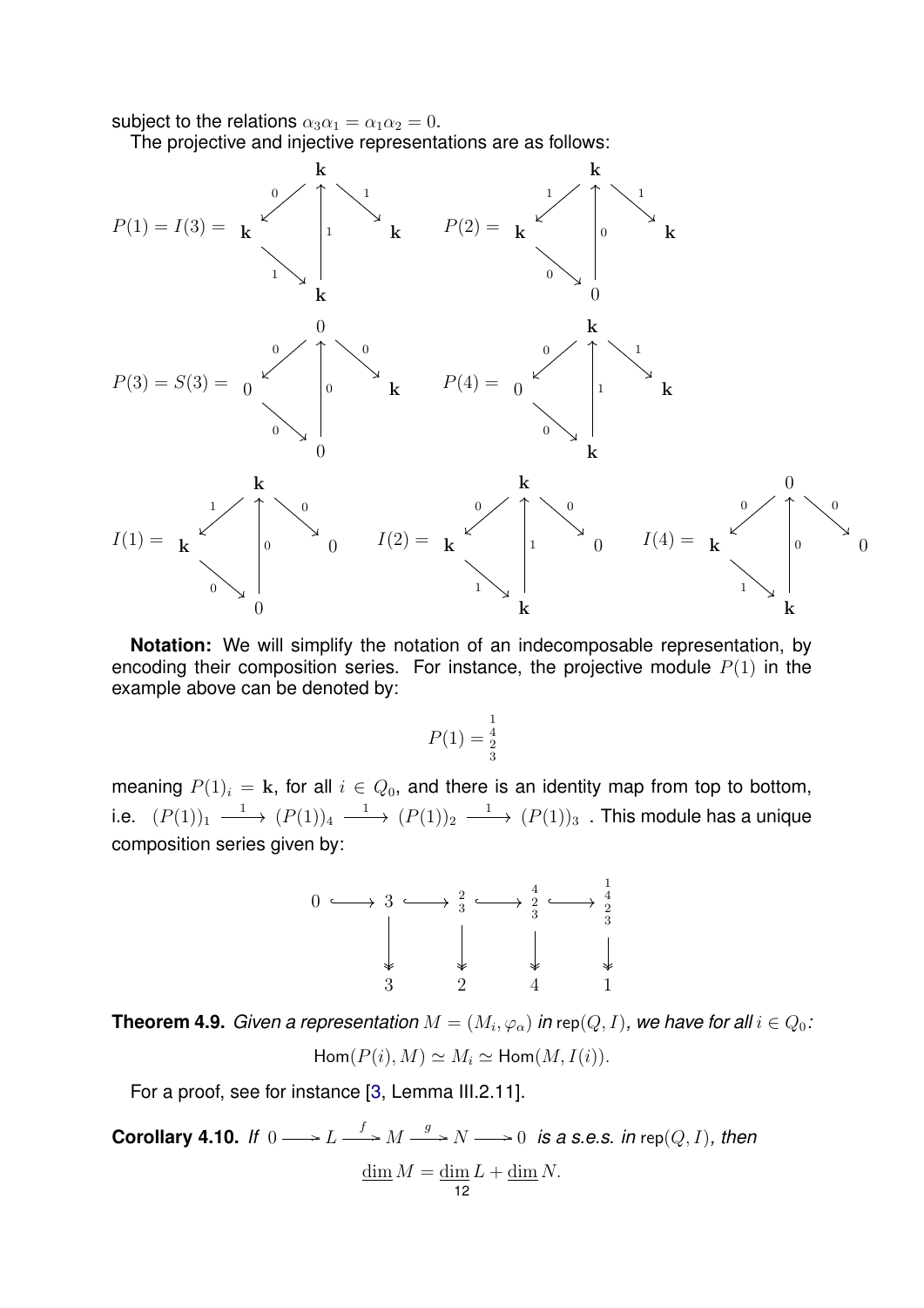subject to the relations $\alpha_3\alpha_1 = \alpha_1\alpha_2 = 0$.

The projective and injective representations are as follows:

$$P(1) = I(3) = \begin{array}{ccc} & \mathbf{k} & \\ \mathbf{k} & & \mathbf{k} \\ & \mathbf{k} & \end{array} \qquad P(2) = \begin{array}{ccc} & \mathbf{k} & \\ \mathbf{k} & & \mathbf{k} \\ & 0 & \end{array}$$

$$P(3) = S(3) = \begin{array}{ccc} & 0 & \\ 0 & & \mathbf{k} \\ & 0 & \end{array} \qquad P(4) = \begin{array}{ccc} & \mathbf{k} & \\ 0 & & \mathbf{k} \\ & \mathbf{k} & \end{array}$$

$$I(1) = \begin{array}{ccc} & \mathbf{k} & \\ \mathbf{k} & & 0 \\ & 0 & \end{array} \qquad I(2) = \begin{array}{ccc} & \mathbf{k} & \\ \mathbf{k} & & 0 \\ & \mathbf{k} & \end{array} \qquad I(4) = \begin{array}{ccc} & 0 & \\ \mathbf{k} & & 0 \\ & \mathbf{k} & \end{array}$$

**Notation:** We will simplify the notation of an indecomposable representation, by encoding their composition series. For instance, the projective module $P(1)$ in the example above can be denoted by:

$$P(1) = \begin{smallmatrix} 1 \\ 4 \\ 2 \\ 3 \end{smallmatrix}$$

meaning $P(1)_i = \mathbf{k}$, for all $i \in Q_0$, and there is an identity map from top to bottom, i.e. $(P(1))_1 \xrightarrow{1} (P(1))_4 \xrightarrow{1} (P(1))_2 \xrightarrow{1} (P(1))_3$ . This module has a unique composition series given by:

$$\begin{array}{ccccccccc} 0 & \hookrightarrow & 3 & \hookrightarrow & \begin{smallmatrix} 2 \\ 3 \end{smallmatrix} & \hookrightarrow & \begin{smallmatrix} 4 \\ 2 \\ 3 \end{smallmatrix} & \hookrightarrow & \begin{smallmatrix} 1 \\ 4 \\ 2 \\ 3 \end{smallmatrix} \\ & & \downarrow & & \downarrow & & \downarrow & & \downarrow \\ & & 3 & & 2 & & 4 & & 1 \end{array}$$

**Theorem 4.9.** *Given a representation $M = (M_i, \varphi_\alpha)$ in $\mathsf{rep}(Q, I)$, we have for all $i \in Q_0$:*

$$\mathsf{Hom}(P(i), M) \simeq M_i \simeq \mathsf{Hom}(M, I(i)).$$

For a proof, see for instance [3, Lemma III.2.11].

**Corollary 4.10.** *If $0 \longrightarrow L \xrightarrow{f} M \xrightarrow{g} N \longrightarrow 0$ is a s.e.s. in $\mathsf{rep}(Q, I)$, then*

$$\underline{\dim}\, M = \underline{\dim}\, L + \underline{\dim}\, N.$$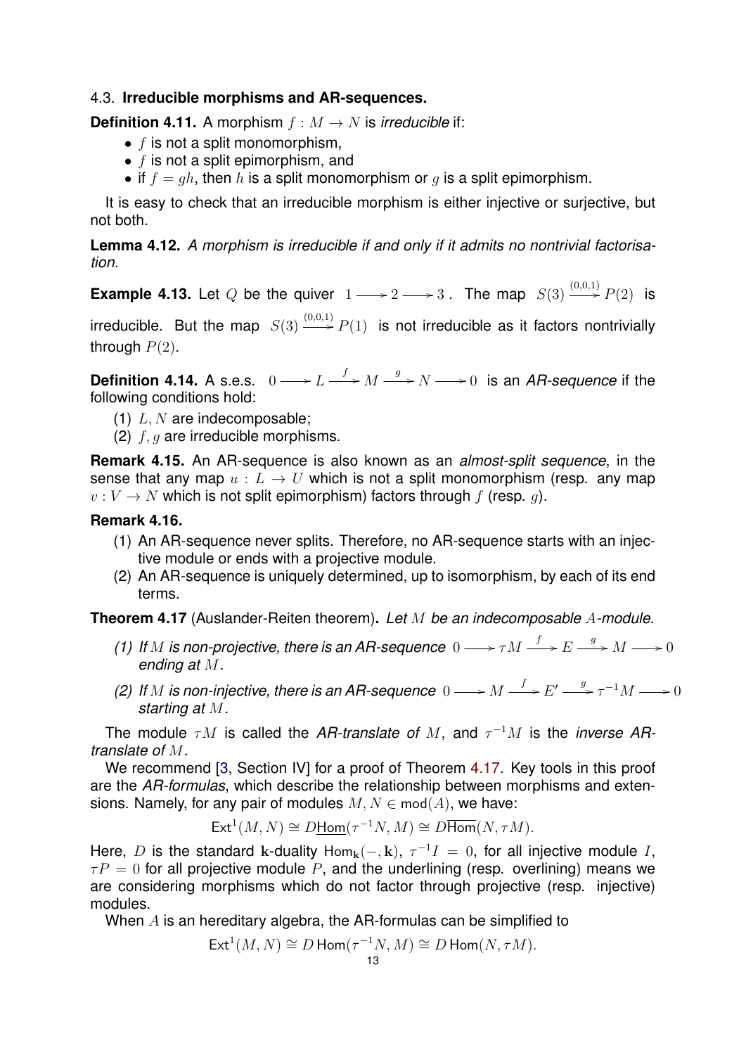### 4.3. **Irreducible morphisms and AR-sequences.**

**Definition 4.11.** A morphism $f : M \to N$ is *irreducible* if:

- $f$ is not a split monomorphism,
- $f$ is not a split epimorphism, and
- if $f = gh$, then $h$ is a split monomorphism or $g$ is a split epimorphism.

It is easy to check that an irreducible morphism is either injective or surjective, but not both.

**Lemma 4.12.** *A morphism is irreducible if and only if it admits no nontrivial factorisation.*

**Example 4.13.** Let $Q$ be the quiver $1 \longrightarrow 2 \longrightarrow 3$. The map $S(3) \xrightarrow{(0,0,1)} P(2)$ is irreducible. But the map $S(3) \xrightarrow{(0,0,1)} P(1)$ is not irreducible as it factors nontrivially through $P(2)$.

**Definition 4.14.** A s.e.s. $0 \longrightarrow L \xrightarrow{f} M \xrightarrow{g} N \longrightarrow 0$ is an *AR-sequence* if the following conditions hold:

(1) $L, N$ are indecomposable;
(2) $f, g$ are irreducible morphisms.

**Remark 4.15.** An AR-sequence is also known as an *almost-split sequence*, in the sense that any map $u : L \to U$ which is not a split monomorphism (resp. any map $v : V \to N$ which is not split epimorphism) factors through $f$ (resp. $g$).

**Remark 4.16.**

(1) An AR-sequence never splits. Therefore, no AR-sequence starts with an injective module or ends with a projective module.
(2) An AR-sequence is uniquely determined, up to isomorphism, by each of its end terms.

**Theorem 4.17** (Auslander-Reiten theorem)**.** *Let $M$ be an indecomposable $A$-module.*

*(1) If $M$ is non-projective, there is an AR-sequence $0 \longrightarrow \tau M \xrightarrow{f} E \xrightarrow{g} M \longrightarrow 0$ ending at $M$.*

*(2) If $M$ is non-injective, there is an AR-sequence $0 \longrightarrow M \xrightarrow{f} E' \xrightarrow{g} \tau^{-1}M \longrightarrow 0$ starting at $M$.*

The module $\tau M$ is called the *AR-translate of* $M$, and $\tau^{-1}M$ is the *inverse AR-translate of* $M$.

We recommend [3, Section IV] for a proof of Theorem 4.17. Key tools in this proof are the *AR-formulas*, which describe the relationship between morphisms and extensions. Namely, for any pair of modules $M, N \in \mathsf{mod}(A)$, we have:

$$\mathsf{Ext}^1(M, N) \cong D\underline{\mathsf{Hom}}(\tau^{-1}N, M) \cong D\overline{\mathsf{Hom}}(N, \tau M).$$

Here, $D$ is the standard $\mathbf{k}$-duality $\mathsf{Hom}_{\mathbf{k}}(-, \mathbf{k})$, $\tau^{-1}I = 0$, for all injective module $I$, $\tau P = 0$ for all projective module $P$, and the underlining (resp. overlining) means we are considering morphisms which do not factor through projective (resp. injective) modules.

When $A$ is an hereditary algebra, the AR-formulas can be simplified to

$$\mathsf{Ext}^1(M, N) \cong D\,\mathsf{Hom}(\tau^{-1}N, M) \cong D\,\mathsf{Hom}(N, \tau M).$$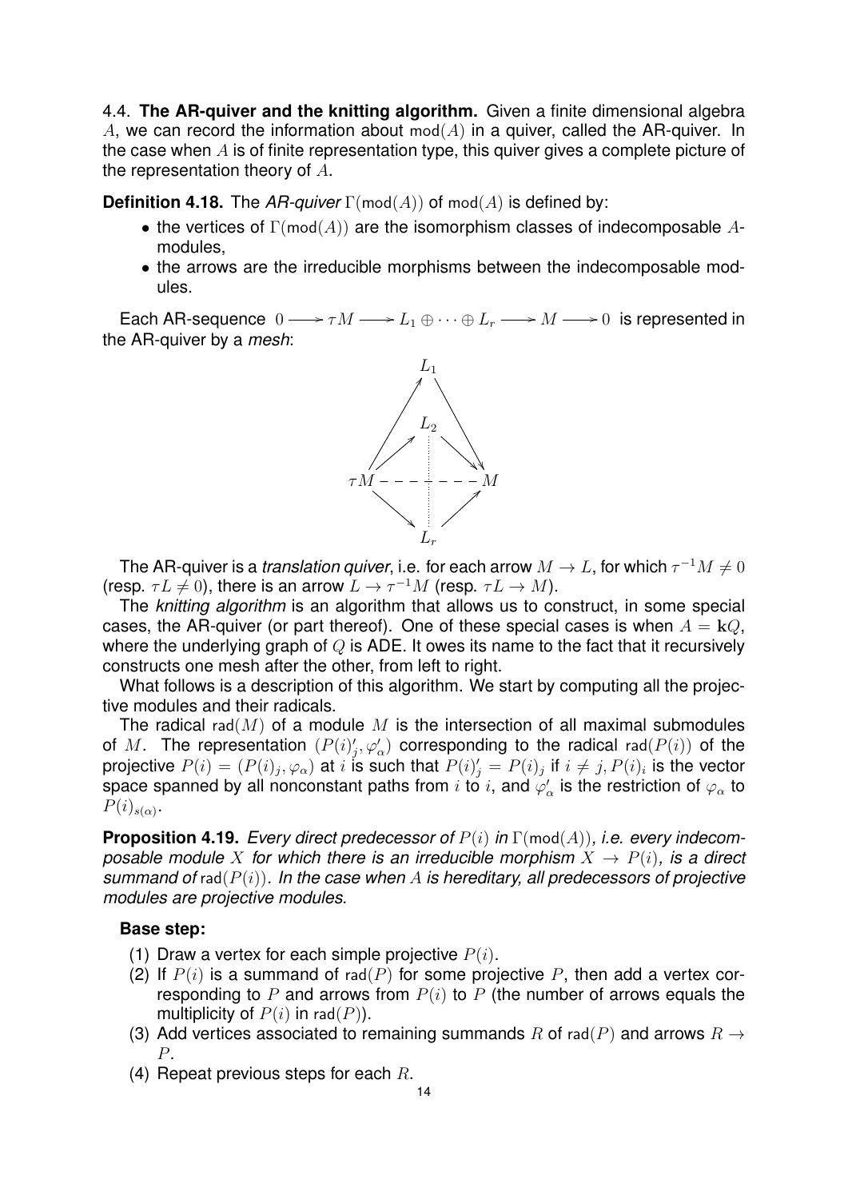4.4. **The AR-quiver and the knitting algorithm.** Given a finite dimensional algebra $A$, we can record the information about $\text{mod}(A)$ in a quiver, called the AR-quiver. In the case when $A$ is of finite representation type, this quiver gives a complete picture of the representation theory of $A$.

**Definition 4.18.** The *AR-quiver* $\Gamma(\text{mod}(A))$ of $\text{mod}(A)$ is defined by:

- the vertices of $\Gamma(\text{mod}(A))$ are the isomorphism classes of indecomposable $A$-modules,
- the arrows are the irreducible morphisms between the indecomposable modules.

Each AR-sequence $0 \longrightarrow \tau M \longrightarrow L_1 \oplus \cdots \oplus L_r \longrightarrow M \longrightarrow 0$ is represented in the AR-quiver by a *mesh*:

$$\begin{array}{ccccc} & & L_1 & & \\ & \nearrow & & \searrow & \\ & & L_2 & & \\ & \nearrow & \vdots & \searrow & \\ \tau M & - - - & & - - - & M \\ & \searrow & \vdots & \nearrow & \\ & & L_r & & \end{array}$$

The AR-quiver is a *translation quiver*, i.e. for each arrow $M \to L$, for which $\tau^{-1}M \neq 0$ (resp. $\tau L \neq 0$), there is an arrow $L \to \tau^{-1}M$ (resp. $\tau L \to M$).

The *knitting algorithm* is an algorithm that allows us to construct, in some special cases, the AR-quiver (or part thereof). One of these special cases is when $A = \mathbf{k}Q$, where the underlying graph of $Q$ is ADE. It owes its name to the fact that it recursively constructs one mesh after the other, from left to right.

What follows is a description of this algorithm. We start by computing all the projective modules and their radicals.

The radical $\text{rad}(M)$ of a module $M$ is the intersection of all maximal submodules of $M$. The representation $(P(i)'_j, \varphi'_\alpha)$ corresponding to the radical $\text{rad}(P(i))$ of the projective $P(i) = (P(i)_j, \varphi_\alpha)$ at $i$ is such that $P(i)'_j = P(i)_j$ if $i \neq j$, $P(i)_i$ is the vector space spanned by all nonconstant paths from $i$ to $i$, and $\varphi'_\alpha$ is the restriction of $\varphi_\alpha$ to $P(i)_{s(\alpha)}$.

**Proposition 4.19.** *Every direct predecessor of $P(i)$ in $\Gamma(\text{mod}(A))$, i.e. every indecomposable module $X$ for which there is an irreducible morphism $X \to P(i)$, is a direct summand of $\text{rad}(P(i))$. In the case when $A$ is hereditary, all predecessors of projective modules are projective modules.*

**Base step:**

(1) Draw a vertex for each simple projective $P(i)$.
(2) If $P(i)$ is a summand of $\text{rad}(P)$ for some projective $P$, then add a vertex corresponding to $P$ and arrows from $P(i)$ to $P$ (the number of arrows equals the multiplicity of $P(i)$ in $\text{rad}(P)$).
(3) Add vertices associated to remaining summands $R$ of $\text{rad}(P)$ and arrows $R \to P$.
(4) Repeat previous steps for each $R$.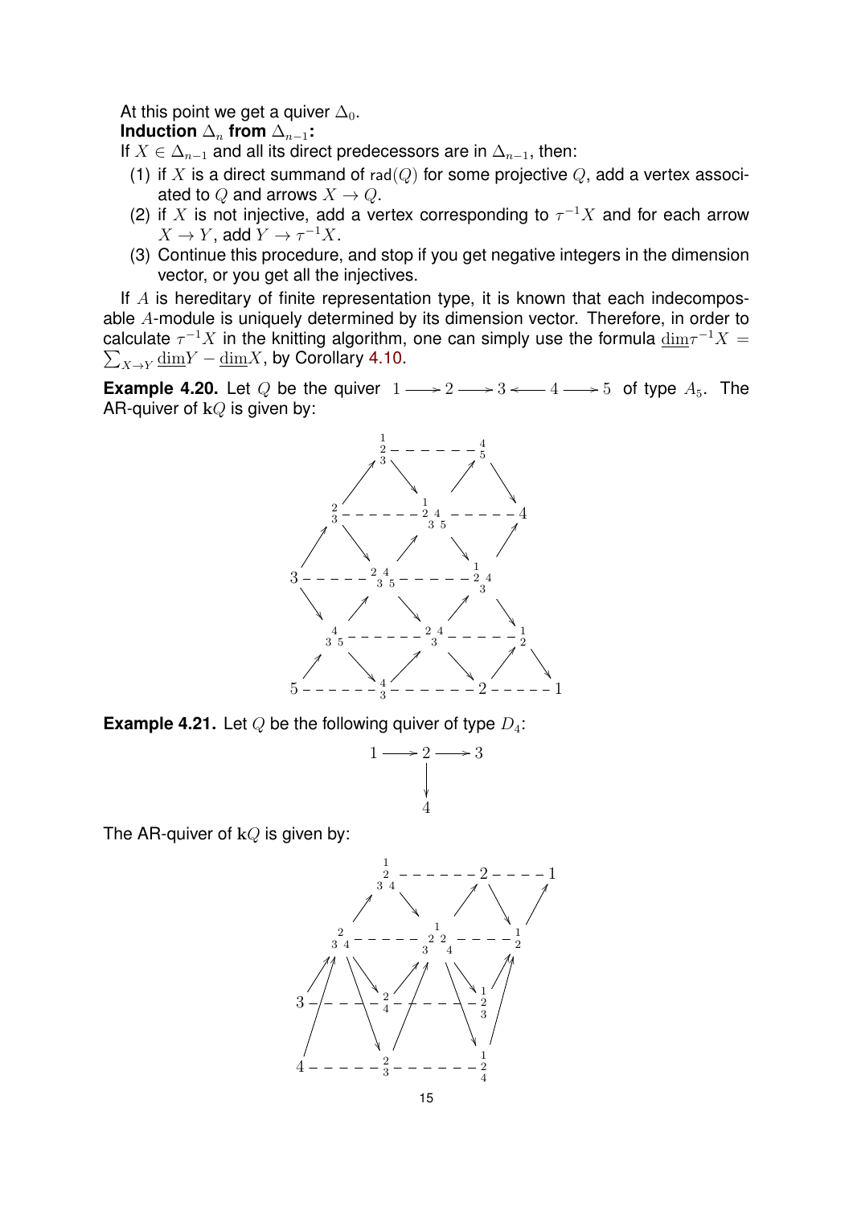At this point we get a quiver $\Delta_0$.

**Induction $\Delta_n$ from $\Delta_{n-1}$:**

If $X \in \Delta_{n-1}$ and all its direct predecessors are in $\Delta_{n-1}$, then:

(1) if $X$ is a direct summand of $\mathrm{rad}(Q)$ for some projective $Q$, add a vertex associated to $Q$ and arrows $X \to Q$.

(2) if $X$ is not injective, add a vertex corresponding to $\tau^{-1}X$ and for each arrow $X \to Y$, add $Y \to \tau^{-1}X$.

(3) Continue this procedure, and stop if you get negative integers in the dimension vector, or you get all the injectives.

If $A$ is hereditary of finite representation type, it is known that each indecomposable $A$-module is uniquely determined by its dimension vector. Therefore, in order to calculate $\tau^{-1}X$ in the knitting algorithm, one can simply use the formula $\underline{\dim}\tau^{-1}X = \sum_{X\to Y} \underline{\dim} Y - \underline{\dim} X$, by Corollary 4.10.

**Example 4.20.** Let $Q$ be the quiver $1 \longrightarrow 2 \longrightarrow 3 \longleftarrow 4 \longrightarrow 5$ of type $A_5$. The AR-quiver of $\mathbf{k}Q$ is given by:

**Example 4.21.** Let $Q$ be the following quiver of type $D_4$:

$$\begin{array}{ccccc} 1 & \longrightarrow & 2 & \longrightarrow & 3 \\ & & \downarrow & & \\ & & 4 & & \end{array}$$

The AR-quiver of $\mathbf{k}Q$ is given by: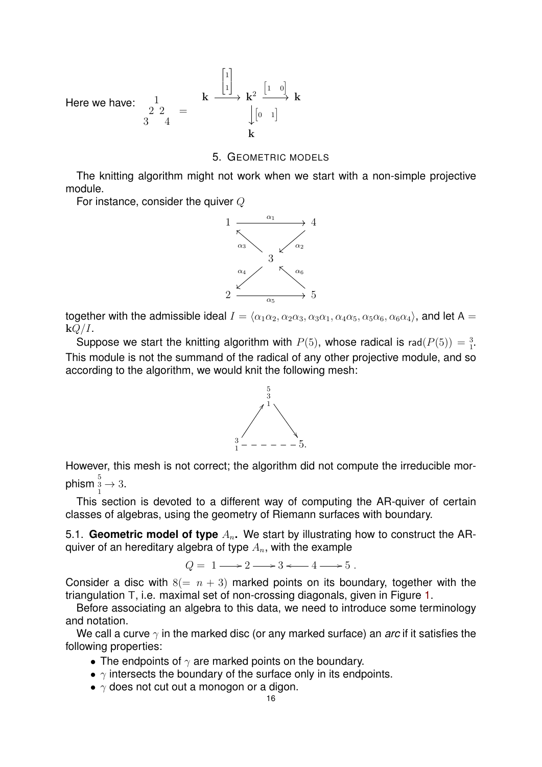Here we have: $\begin{smallmatrix} & 1 & \\ & 2\ 2 & \\ 3 & & 4 \end{smallmatrix} = $

$$\begin{array}{ccccc} \mathbf{k} & \xrightarrow{\begin{bmatrix}1\\1\end{bmatrix}} & \mathbf{k}^2 & \xrightarrow{\begin{bmatrix}1 & 0\end{bmatrix}} & \mathbf{k} \\ & & \big\downarrow {\scriptstyle \begin{bmatrix}0 & 1\end{bmatrix}} & & \\ & & \mathbf{k} & & \end{array}$$

## 5. Geometric models

The knitting algorithm might not work when we start with a non-simple projective module.

For instance, consider the quiver $Q$

$$\begin{array}{ccc} 1 & \xrightarrow{\alpha_1} & 4 \\ {\scriptstyle \alpha_3} \nwarrow & & \swarrow {\scriptstyle \alpha_2} \\ & 3 & \\ {\scriptstyle \alpha_4} \swarrow & & \nwarrow {\scriptstyle \alpha_6} \\ 2 & \xrightarrow{\alpha_5} & 5 \end{array}$$

together with the admissible ideal $I = \langle \alpha_1\alpha_2, \alpha_2\alpha_3, \alpha_3\alpha_1, \alpha_4\alpha_5, \alpha_5\alpha_6, \alpha_6\alpha_4 \rangle$, and let $\mathsf{A} = \mathbf{k}Q/I$.

Suppose we start the knitting algorithm with $P(5)$, whose radical is $\mathsf{rad}(P(5)) = \begin{smallmatrix}3\\1\end{smallmatrix}$. This module is not the summand of the radical of any other projective module, and so according to the algorithm, we would knit the following mesh:

$$\begin{array}{ccc} & \begin{smallmatrix}5\\3\\1\end{smallmatrix} & \\ \nearrow & & \searrow \\ \begin{smallmatrix}3\\1\end{smallmatrix} & - - - - - - & 5. \end{array}$$

However, this mesh is not correct; the algorithm did not compute the irreducible morphism $\begin{smallmatrix}5\\3\\1\end{smallmatrix} \to 3$.

This section is devoted to a different way of computing the AR-quiver of certain classes of algebras, using the geometry of Riemann surfaces with boundary.

### 5.1. Geometric model of type $A_n$.

We start by illustrating how to construct the AR-quiver of an hereditary algebra of type $A_n$, with the example

$$Q = \ 1 \longrightarrow 2 \longrightarrow 3 \longleftarrow 4 \longrightarrow 5 \ .$$

Consider a disc with $8 (= n+3)$ marked points on its boundary, together with the triangulation $\mathsf{T}$, i.e. maximal set of non-crossing diagonals, given in Figure 1.

Before associating an algebra to this data, we need to introduce some terminology and notation.

We call a curve $\gamma$ in the marked disc (or any marked surface) an *arc* if it satisfies the following properties:

- The endpoints of $\gamma$ are marked points on the boundary.
- $\gamma$ intersects the boundary of the surface only in its endpoints.
- $\gamma$ does not cut out a monogon or a digon.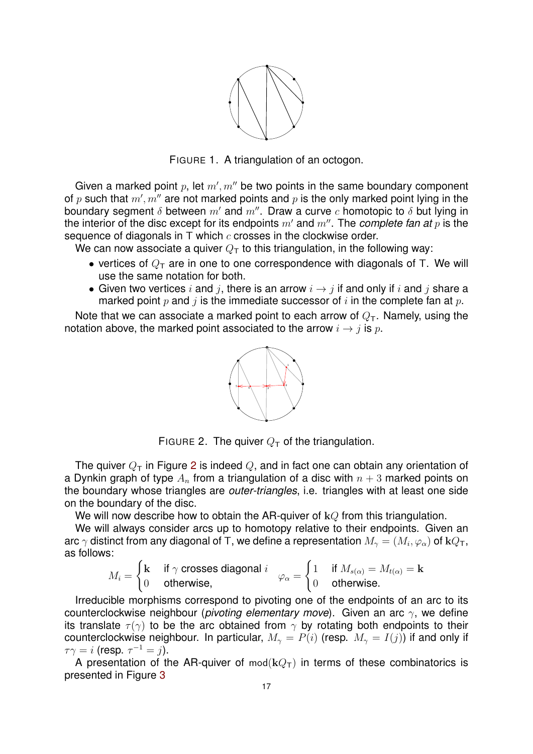FIGURE 1. A triangulation of an octogon.

Given a marked point $p$, let $m', m''$ be two points in the same boundary component of $p$ such that $m', m''$ are not marked points and $p$ is the only marked point lying in the boundary segment $\delta$ between $m'$ and $m''$. Draw a curve $c$ homotopic to $\delta$ but lying in the interior of the disc except for its endpoints $m'$ and $m''$. The *complete fan at* $p$ is the sequence of diagonals in $\mathsf{T}$ which $c$ crosses in the clockwise order.

We can now associate a quiver $Q_{\mathsf{T}}$ to this triangulation, in the following way:

- vertices of $Q_{\mathsf{T}}$ are in one to one correspondence with diagonals of $\mathsf{T}$. We will use the same notation for both.
- Given two vertices $i$ and $j$, there is an arrow $i \to j$ if and only if $i$ and $j$ share a marked point $p$ and $j$ is the immediate successor of $i$ in the complete fan at $p$.

Note that we can associate a marked point to each arrow of $Q_{\mathsf{T}}$. Namely, using the notation above, the marked point associated to the arrow $i \to j$ is $p$.

FIGURE 2. The quiver $Q_{\mathsf{T}}$ of the triangulation.

The quiver $Q_{\mathsf{T}}$ in Figure 2 is indeed $Q$, and in fact one can obtain any orientation of a Dynkin graph of type $A_n$ from a triangulation of a disc with $n+3$ marked points on the boundary whose triangles are *outer-triangles*, i.e. triangles with at least one side on the boundary of the disc.

We will now describe how to obtain the AR-quiver of $\mathbf{k}Q$ from this triangulation.

We will always consider arcs up to homotopy relative to their endpoints. Given an arc $\gamma$ distinct from any diagonal of $\mathsf{T}$, we define a representation $M_\gamma = (M_i, \varphi_\alpha)$ of $\mathbf{k}Q_{\mathsf{T}}$, as follows:

$$M_i = \begin{cases} \mathbf{k} & \text{if } \gamma \text{ crosses diagonal } i \\ 0 & \text{otherwise,} \end{cases} \qquad \varphi_\alpha = \begin{cases} 1 & \text{if } M_{s(\alpha)} = M_{t(\alpha)} = \mathbf{k} \\ 0 & \text{otherwise.} \end{cases}$$

Irreducible morphisms correspond to pivoting one of the endpoints of an arc to its counterclockwise neighbour (*pivoting elementary move*). Given an arc $\gamma$, we define its translate $\tau(\gamma)$ to be the arc obtained from $\gamma$ by rotating both endpoints to their counterclockwise neighbour. In particular, $M_\gamma = P(i)$ (resp. $M_\gamma = I(j)$) if and only if $\tau\gamma = i$ (resp. $\tau^{-1} = j$).

A presentation of the AR-quiver of $\mathrm{mod}(\mathbf{k}Q_{\mathsf{T}})$ in terms of these combinatorics is presented in Figure 3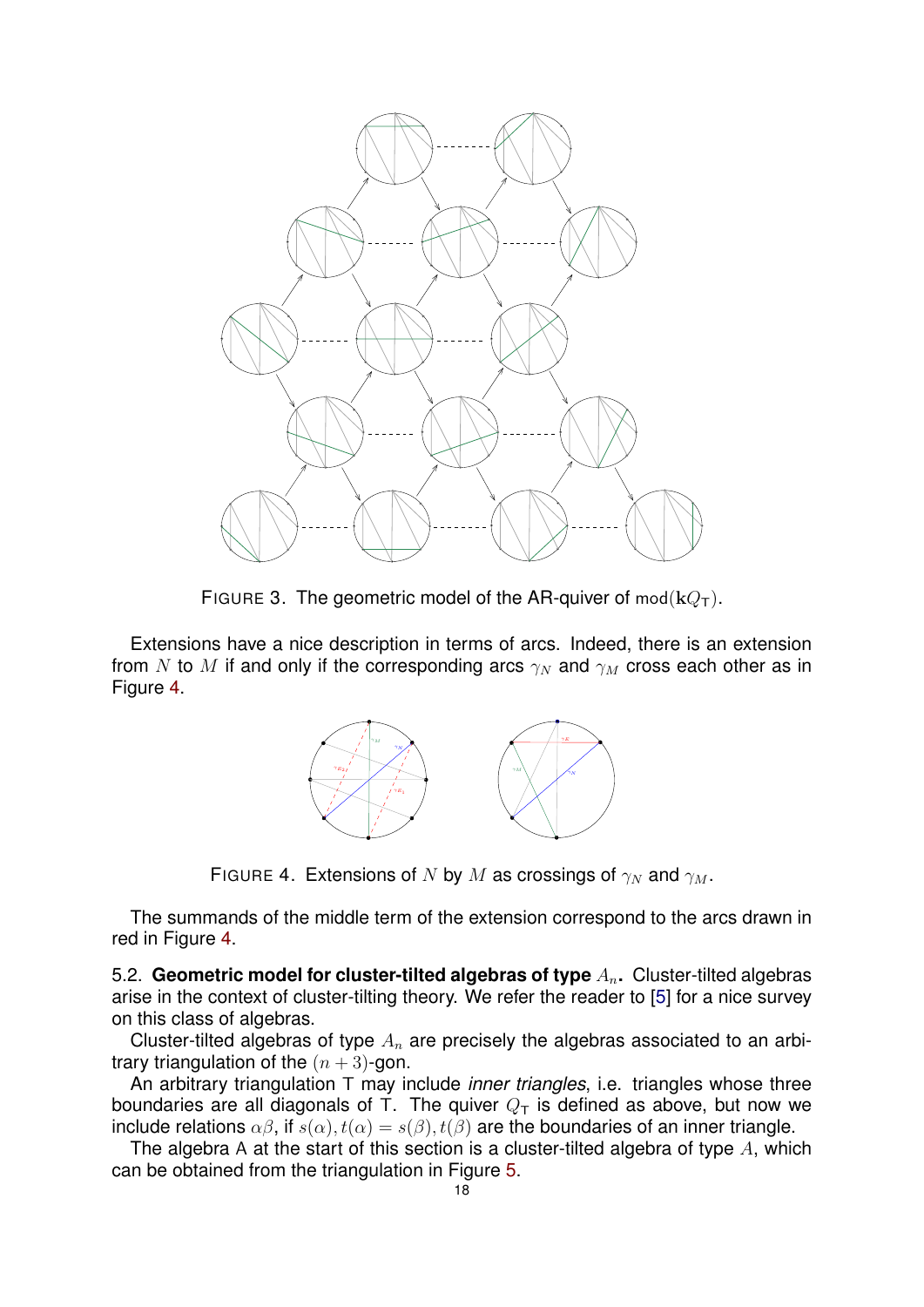FIGURE 3. The geometric model of the AR-quiver of $\mathrm{mod}(\mathbf{k}Q_{\mathsf{T}})$.

Extensions have a nice description in terms of arcs. Indeed, there is an extension from $N$ to $M$ if and only if the corresponding arcs $\gamma_N$ and $\gamma_M$ cross each other as in Figure 4.

FIGURE 4. Extensions of $N$ by $M$ as crossings of $\gamma_N$ and $\gamma_M$.

The summands of the middle term of the extension correspond to the arcs drawn in red in Figure 4.

5.2. **Geometric model for cluster-tilted algebras of type $A_n$.** Cluster-tilted algebras arise in the context of cluster-tilting theory. We refer the reader to [5] for a nice survey on this class of algebras.

Cluster-tilted algebras of type $A_n$ are precisely the algebras associated to an arbitrary triangulation of the $(n+3)$-gon.

An arbitrary triangulation T may include *inner triangles*, i.e. triangles whose three boundaries are all diagonals of T. The quiver $Q_{\mathsf{T}}$ is defined as above, but now we include relations $\alpha\beta$, if $s(\alpha), t(\alpha) = s(\beta), t(\beta)$ are the boundaries of an inner triangle.

The algebra A at the start of this section is a cluster-tilted algebra of type $A$, which can be obtained from the triangulation in Figure 5.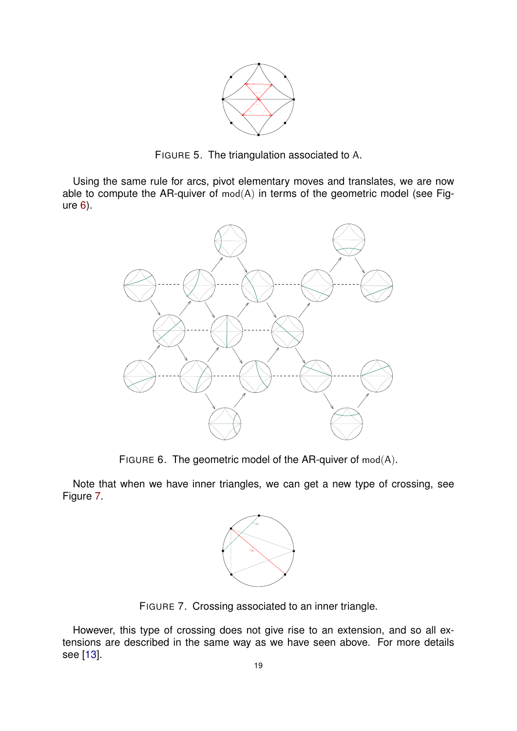FIGURE 5. The triangulation associated to A.

Using the same rule for arcs, pivot elementary moves and translates, we are now able to compute the AR-quiver of $\operatorname{mod}(A)$ in terms of the geometric model (see Figure 6).

FIGURE 6. The geometric model of the AR-quiver of $\operatorname{mod}(A)$.

Note that when we have inner triangles, we can get a new type of crossing, see Figure 7.

FIGURE 7. Crossing associated to an inner triangle.

However, this type of crossing does not give rise to an extension, and so all extensions are described in the same way as we have seen above. For more details see [13].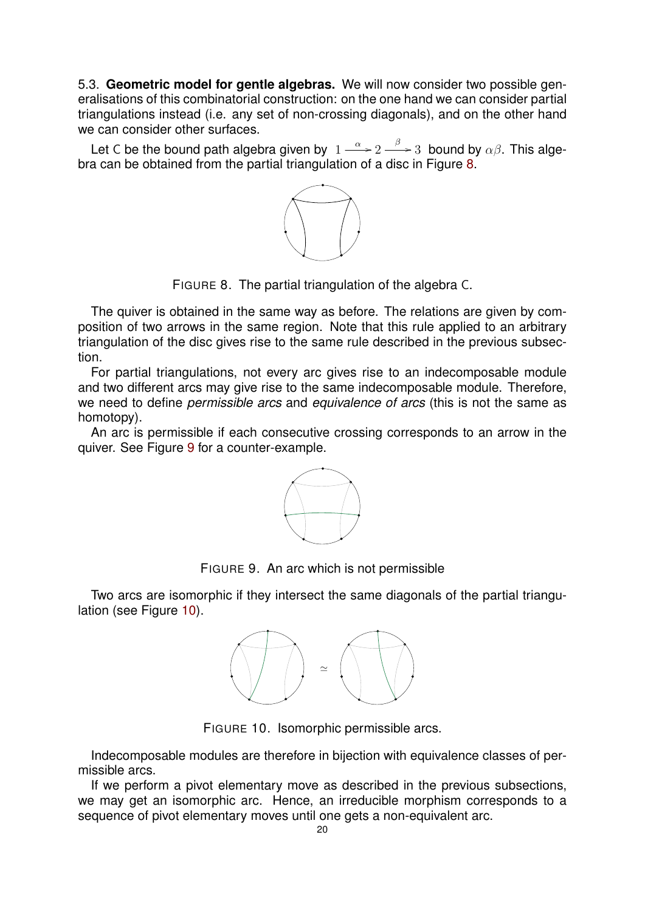5.3. **Geometric model for gentle algebras.** We will now consider two possible generalisations of this combinatorial construction: on the one hand we can consider partial triangulations instead (i.e. any set of non-crossing diagonals), and on the other hand we can consider other surfaces.

Let C be the bound path algebra given by $1 \xrightarrow{\alpha} 2 \xrightarrow{\beta} 3$ bound by $\alpha\beta$. This algebra can be obtained from the partial triangulation of a disc in Figure 8.

FIGURE 8. The partial triangulation of the algebra C.

The quiver is obtained in the same way as before. The relations are given by composition of two arrows in the same region. Note that this rule applied to an arbitrary triangulation of the disc gives rise to the same rule described in the previous subsection.

For partial triangulations, not every arc gives rise to an indecomposable module and two different arcs may give rise to the same indecomposable module. Therefore, we need to define *permissible arcs* and *equivalence of arcs* (this is not the same as homotopy).

An arc is permissible if each consecutive crossing corresponds to an arrow in the quiver. See Figure 9 for a counter-example.

FIGURE 9. An arc which is not permissible

Two arcs are isomorphic if they intersect the same diagonals of the partial triangulation (see Figure 10).

FIGURE 10. Isomorphic permissible arcs.

Indecomposable modules are therefore in bijection with equivalence classes of permissible arcs.

If we perform a pivot elementary move as described in the previous subsections, we may get an isomorphic arc. Hence, an irreducible morphism corresponds to a sequence of pivot elementary moves until one gets a non-equivalent arc.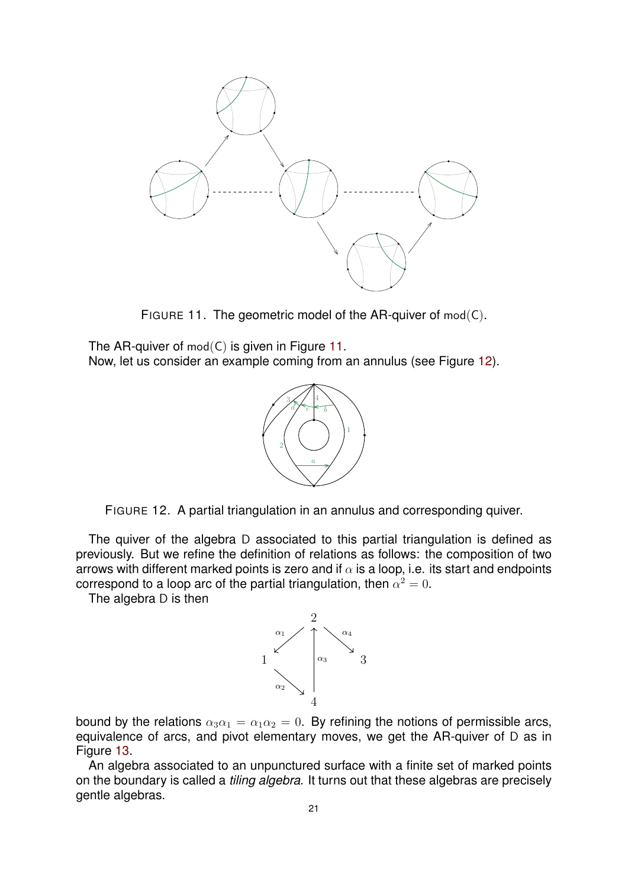FIGURE 11. The geometric model of the AR-quiver of $\mathrm{mod}(\mathsf{C})$.

The AR-quiver of $\mathrm{mod}(\mathsf{C})$ is given in Figure 11.

Now, let us consider an example coming from an annulus (see Figure 12).

FIGURE 12. A partial triangulation in an annulus and corresponding quiver.

The quiver of the algebra D associated to this partial triangulation is defined as previously. But we refine the definition of relations as follows: the composition of two arrows with different marked points is zero and if $\alpha$ is a loop, i.e. its start and endpoints correspond to a loop arc of the partial triangulation, then $\alpha^2 = 0$.

The algebra D is then

$$
\begin{array}{ccccc}
 & & 2 & & \\
 & \swarrow^{\alpha_1} & \uparrow & \searrow^{\alpha_4} & \\
1 & & \alpha_3 & & 3 \\
 & \searrow_{\alpha_2} & & & \\
 & & 4 & &
\end{array}
$$

bound by the relations $\alpha_3\alpha_1 = \alpha_1\alpha_2 = 0$. By refining the notions of permissible arcs, equivalence of arcs, and pivot elementary moves, we get the AR-quiver of D as in Figure 13.

An algebra associated to an unpunctured surface with a finite set of marked points on the boundary is called a *tiling algebra*. It turns out that these algebras are precisely gentle algebras.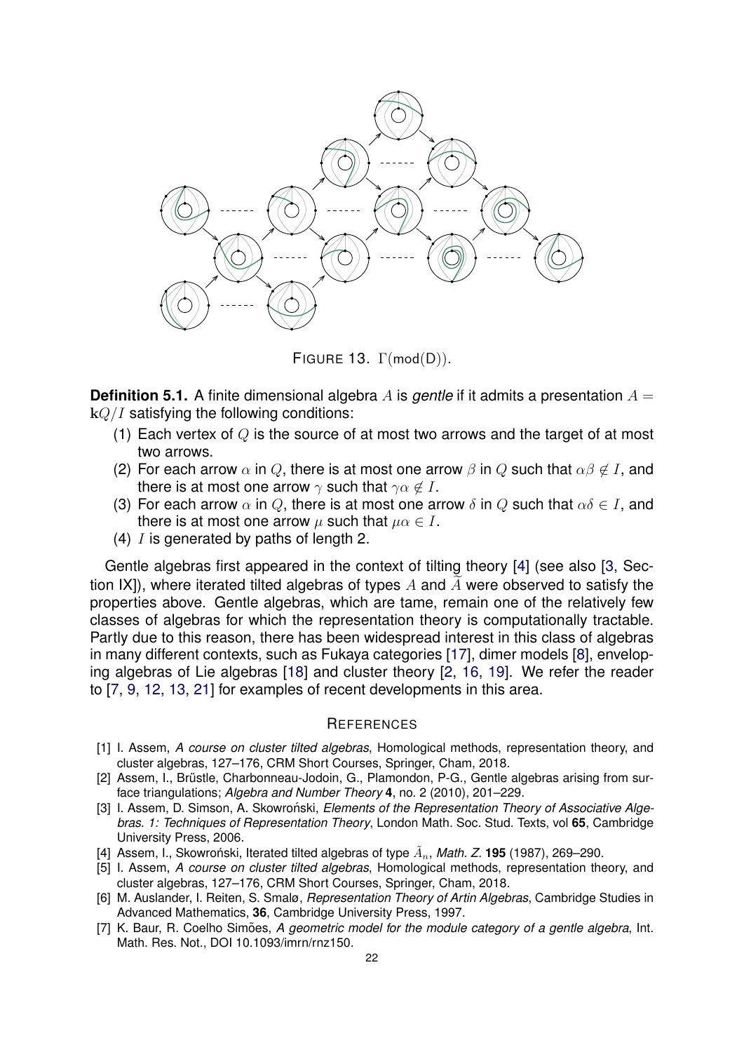FIGURE 13. $\Gamma(\text{mod(D)})$.

**Definition 5.1.** A finite dimensional algebra $A$ is *gentle* if it admits a presentation $A = \mathbf{k}Q/I$ satisfying the following conditions:

1. Each vertex of $Q$ is the source of at most two arrows and the target of at most two arrows.
2. For each arrow $\alpha$ in $Q$, there is at most one arrow $\beta$ in $Q$ such that $\alpha\beta \notin I$, and there is at most one arrow $\gamma$ such that $\gamma\alpha \notin I$.
3. For each arrow $\alpha$ in $Q$, there is at most one arrow $\delta$ in $Q$ such that $\alpha\delta \in I$, and there is at most one arrow $\mu$ such that $\mu\alpha \in I$.
4. $I$ is generated by paths of length 2.

Gentle algebras first appeared in the context of tilting theory [4] (see also [3, Section IX]), where iterated tilted algebras of types $A$ and $\widetilde{A}$ were observed to satisfy the properties above. Gentle algebras, which are tame, remain one of the relatively few classes of algebras for which the representation theory is computationally tractable. Partly due to this reason, there has been widespread interest in this class of algebras in many different contexts, such as Fukaya categories [17], dimer models [8], enveloping algebras of Lie algebras [18] and cluster theory [2, 16, 19]. We refer the reader to [7, 9, 12, 13, 21] for examples of recent developments in this area.

## REFERENCES

- [1] I. Assem, *A course on cluster tilted algebras*, Homological methods, representation theory, and cluster algebras, 127–176, CRM Short Courses, Springer, Cham, 2018.
- [2] Assem, I., Brüstle, Charbonneau-Jodoin, G., Plamondon, P-G., Gentle algebras arising from surface triangulations; *Algebra and Number Theory* **4**, no. 2 (2010), 201–229.
- [3] I. Assem, D. Simson, A. Skowroński, *Elements of the Representation Theory of Associative Algebras. 1: Techniques of Representation Theory*, London Math. Soc. Stud. Texts, vol **65**, Cambridge University Press, 2006.
- [4] Assem, I., Skowroński, Iterated tilted algebras of type $\tilde{A}_n$, *Math. Z.* **195** (1987), 269–290.
- [5] I. Assem, *A course on cluster tilted algebras*, Homological methods, representation theory, and cluster algebras, 127–176, CRM Short Courses, Springer, Cham, 2018.
- [6] M. Auslander, I. Reiten, S. Smalø, *Representation Theory of Artin Algebras*, Cambridge Studies in Advanced Mathematics, **36**, Cambridge University Press, 1997.
- [7] K. Baur, R. Coelho Simões, *A geometric model for the module category of a gentle algebra*, Int. Math. Res. Not., DOI 10.1093/imrn/rnz150.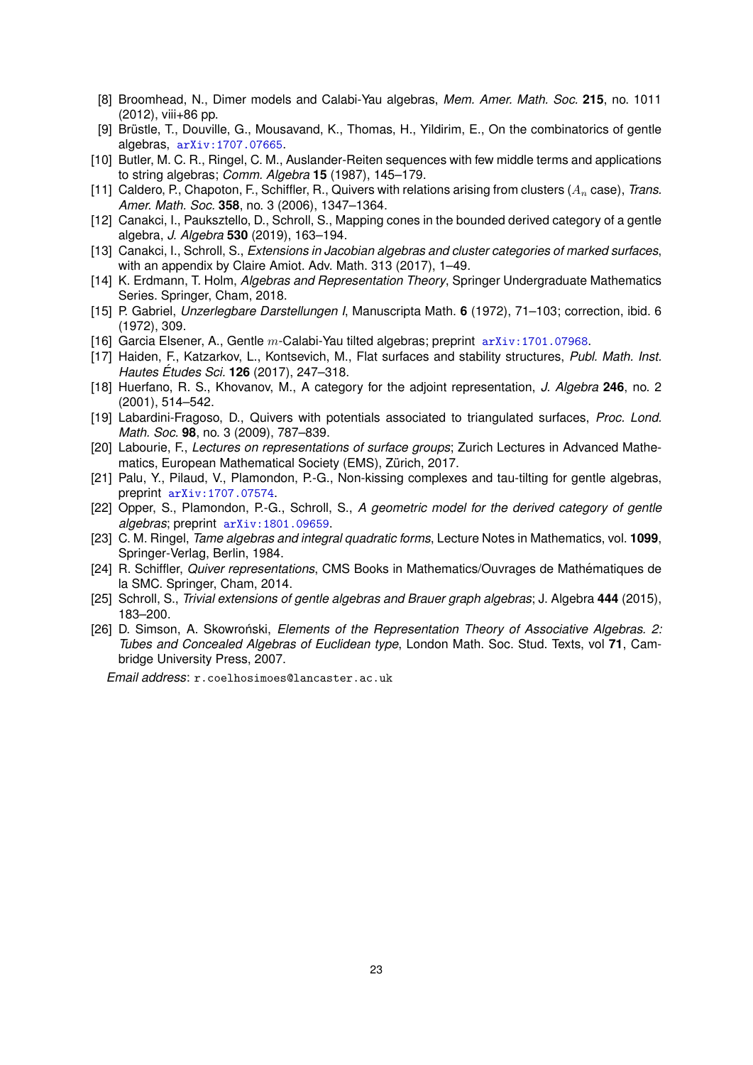- [8] Broomhead, N., Dimer models and Calabi-Yau algebras, *Mem. Amer. Math. Soc.* **215**, no. 1011 (2012), viii+86 pp.
- [9] Brüstle, T., Douville, G., Mousavand, K., Thomas, H., Yildirim, E., On the combinatorics of gentle algebras, arXiv:1707.07665.
- [10] Butler, M. C. R., Ringel, C. M., Auslander-Reiten sequences with few middle terms and applications to string algebras; *Comm. Algebra* **15** (1987), 145–179.
- [11] Caldero, P., Chapoton, F., Schiffler, R., Quivers with relations arising from clusters ($A_n$ case), *Trans. Amer. Math. Soc.* **358**, no. 3 (2006), 1347–1364.
- [12] Canakci, I., Pauksztello, D., Schroll, S., Mapping cones in the bounded derived category of a gentle algebra, *J. Algebra* **530** (2019), 163–194.
- [13] Canakci, I., Schroll, S., *Extensions in Jacobian algebras and cluster categories of marked surfaces*, with an appendix by Claire Amiot. Adv. Math. 313 (2017), 1–49.
- [14] K. Erdmann, T. Holm, *Algebras and Representation Theory*, Springer Undergraduate Mathematics Series. Springer, Cham, 2018.
- [15] P. Gabriel, *Unzerlegbare Darstellungen I*, Manuscripta Math. **6** (1972), 71–103; correction, ibid. 6 (1972), 309.
- [16] Garcia Elsener, A., Gentle $m$-Calabi-Yau tilted algebras; preprint arXiv:1701.07968.
- [17] Haiden, F., Katzarkov, L., Kontsevich, M., Flat surfaces and stability structures, *Publ. Math. Inst. Hautes Études Sci.* **126** (2017), 247–318.
- [18] Huerfano, R. S., Khovanov, M., A category for the adjoint representation, *J. Algebra* **246**, no. 2 (2001), 514–542.
- [19] Labardini-Fragoso, D., Quivers with potentials associated to triangulated surfaces, *Proc. Lond. Math. Soc.* **98**, no. 3 (2009), 787–839.
- [20] Labourie, F., *Lectures on representations of surface groups*; Zurich Lectures in Advanced Mathematics, European Mathematical Society (EMS), Zürich, 2017.
- [21] Palu, Y., Pilaud, V., Plamondon, P.-G., Non-kissing complexes and tau-tilting for gentle algebras, preprint arXiv:1707.07574.
- [22] Opper, S., Plamondon, P.-G., Schroll, S., *A geometric model for the derived category of gentle algebras*; preprint arXiv:1801.09659.
- [23] C. M. Ringel, *Tame algebras and integral quadratic forms*, Lecture Notes in Mathematics, vol. **1099**, Springer-Verlag, Berlin, 1984.
- [24] R. Schiffler, *Quiver representations*, CMS Books in Mathematics/Ouvrages de Mathématiques de la SMC. Springer, Cham, 2014.
- [25] Schroll, S., *Trivial extensions of gentle algebras and Brauer graph algebras*; J. Algebra **444** (2015), 183–200.
- [26] D. Simson, A. Skowroński, *Elements of the Representation Theory of Associative Algebras. 2: Tubes and Concealed Algebras of Euclidean type*, London Math. Soc. Stud. Texts, vol **71**, Cambridge University Press, 2007.

*Email address*: r.coelhosimoes@lancaster.ac.uk